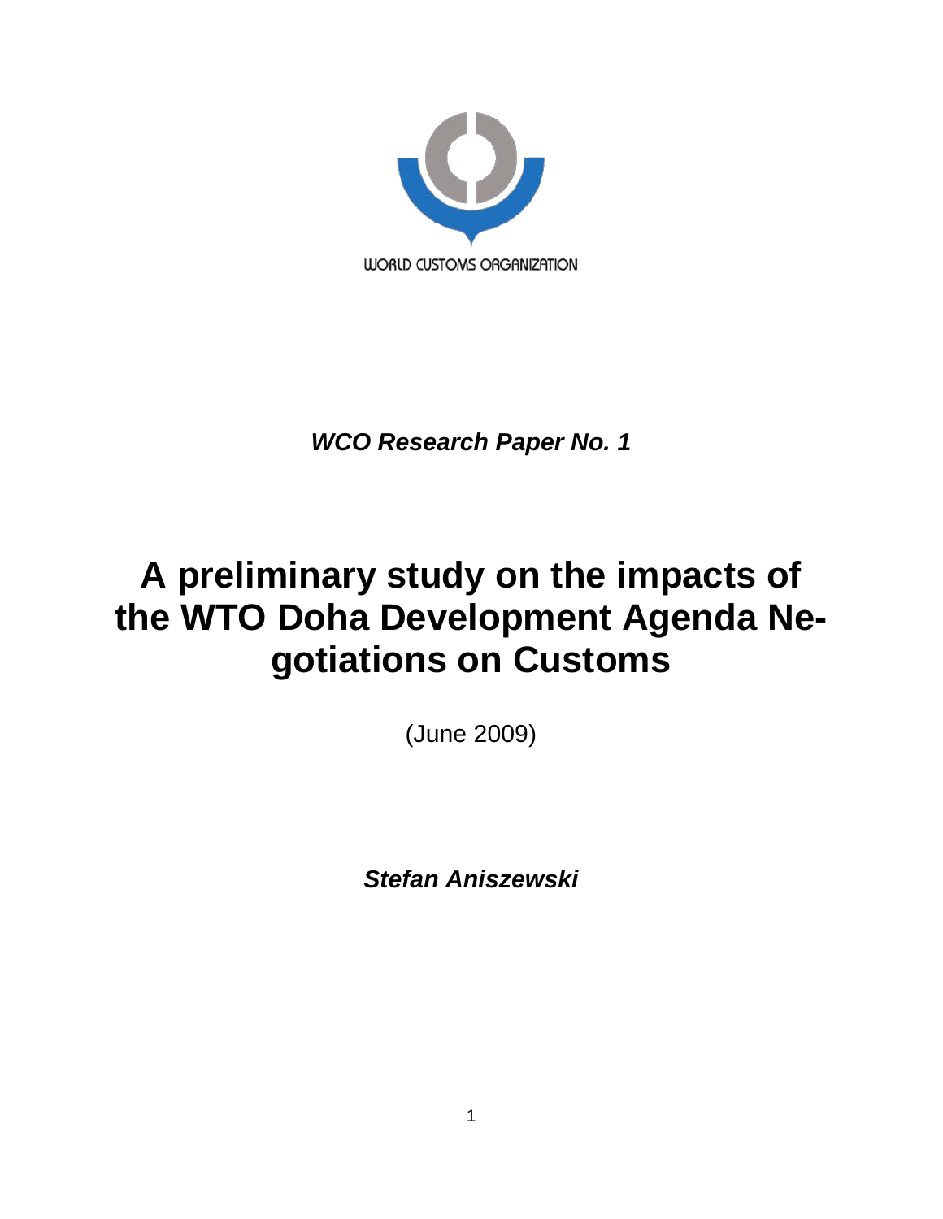WORLD CUSTOMS ORGANIZATION

***WCO Research Paper No. 1***

# A preliminary study on the impacts of the WTO Doha Development Agenda Negotiations on Customs

(June 2009)

***Stefan Aniszewski***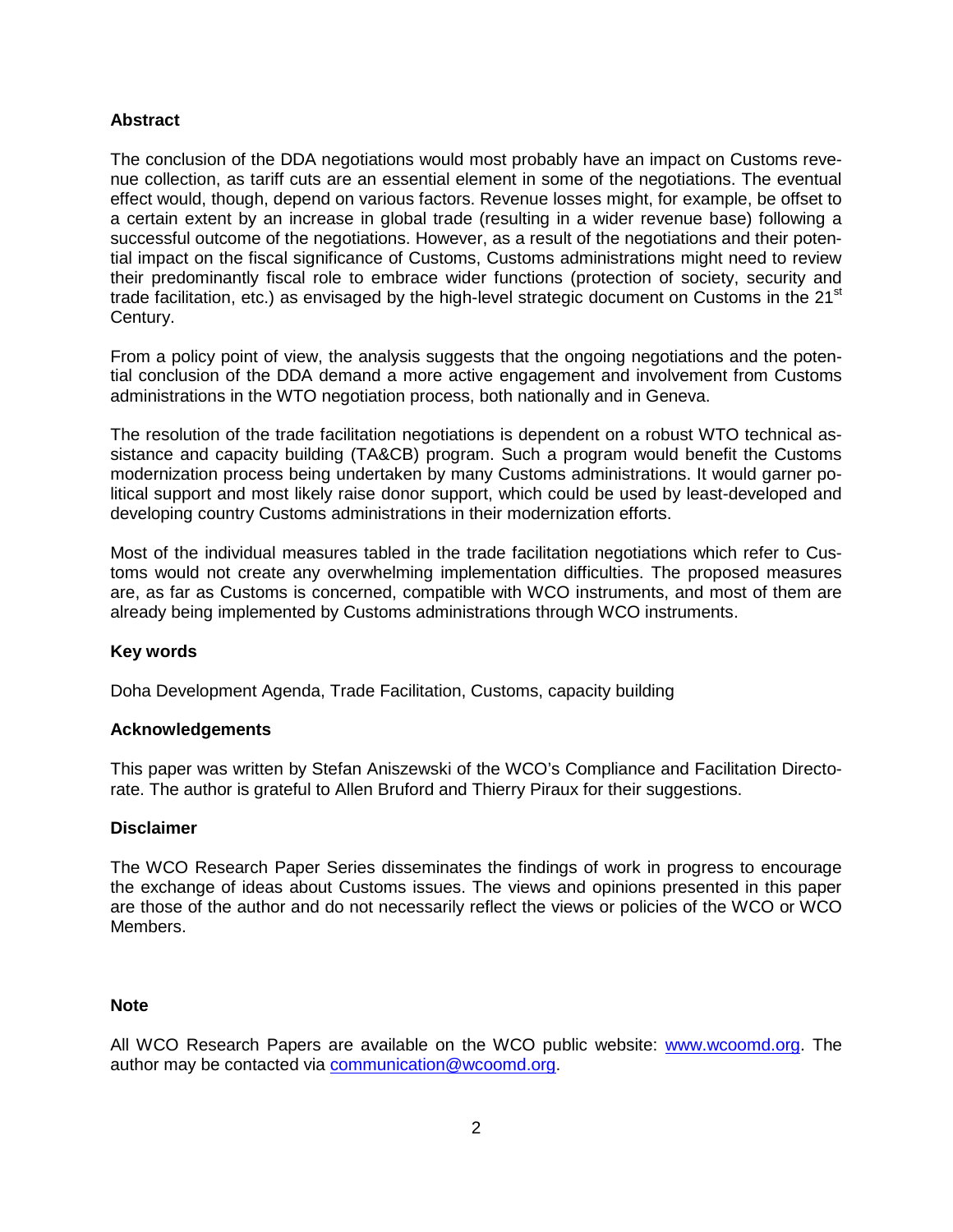**Abstract**

The conclusion of the DDA negotiations would most probably have an impact on Customs revenue collection, as tariff cuts are an essential element in some of the negotiations. The eventual effect would, though, depend on various factors. Revenue losses might, for example, be offset to a certain extent by an increase in global trade (resulting in a wider revenue base) following a successful outcome of the negotiations. However, as a result of the negotiations and their potential impact on the fiscal significance of Customs, Customs administrations might need to review their predominantly fiscal role to embrace wider functions (protection of society, security and trade facilitation, etc.) as envisaged by the high-level strategic document on Customs in the 21st Century.

From a policy point of view, the analysis suggests that the ongoing negotiations and the potential conclusion of the DDA demand a more active engagement and involvement from Customs administrations in the WTO negotiation process, both nationally and in Geneva.

The resolution of the trade facilitation negotiations is dependent on a robust WTO technical assistance and capacity building (TA&CB) program. Such a program would benefit the Customs modernization process being undertaken by many Customs administrations. It would garner political support and most likely raise donor support, which could be used by least-developed and developing country Customs administrations in their modernization efforts.

Most of the individual measures tabled in the trade facilitation negotiations which refer to Customs would not create any overwhelming implementation difficulties. The proposed measures are, as far as Customs is concerned, compatible with WCO instruments, and most of them are already being implemented by Customs administrations through WCO instruments.

**Key words**

Doha Development Agenda, Trade Facilitation, Customs, capacity building

**Acknowledgements**

This paper was written by Stefan Aniszewski of the WCO's Compliance and Facilitation Directorate. The author is grateful to Allen Bruford and Thierry Piraux for their suggestions.

**Disclaimer**

The WCO Research Paper Series disseminates the findings of work in progress to encourage the exchange of ideas about Customs issues. The views and opinions presented in this paper are those of the author and do not necessarily reflect the views or policies of the WCO or WCO Members.

**Note**

All WCO Research Papers are available on the WCO public website: [www.wcoomd.org](http://www.wcoomd.org). The author may be contacted via [communication@wcoomd.org](mailto:communication@wcoomd.org).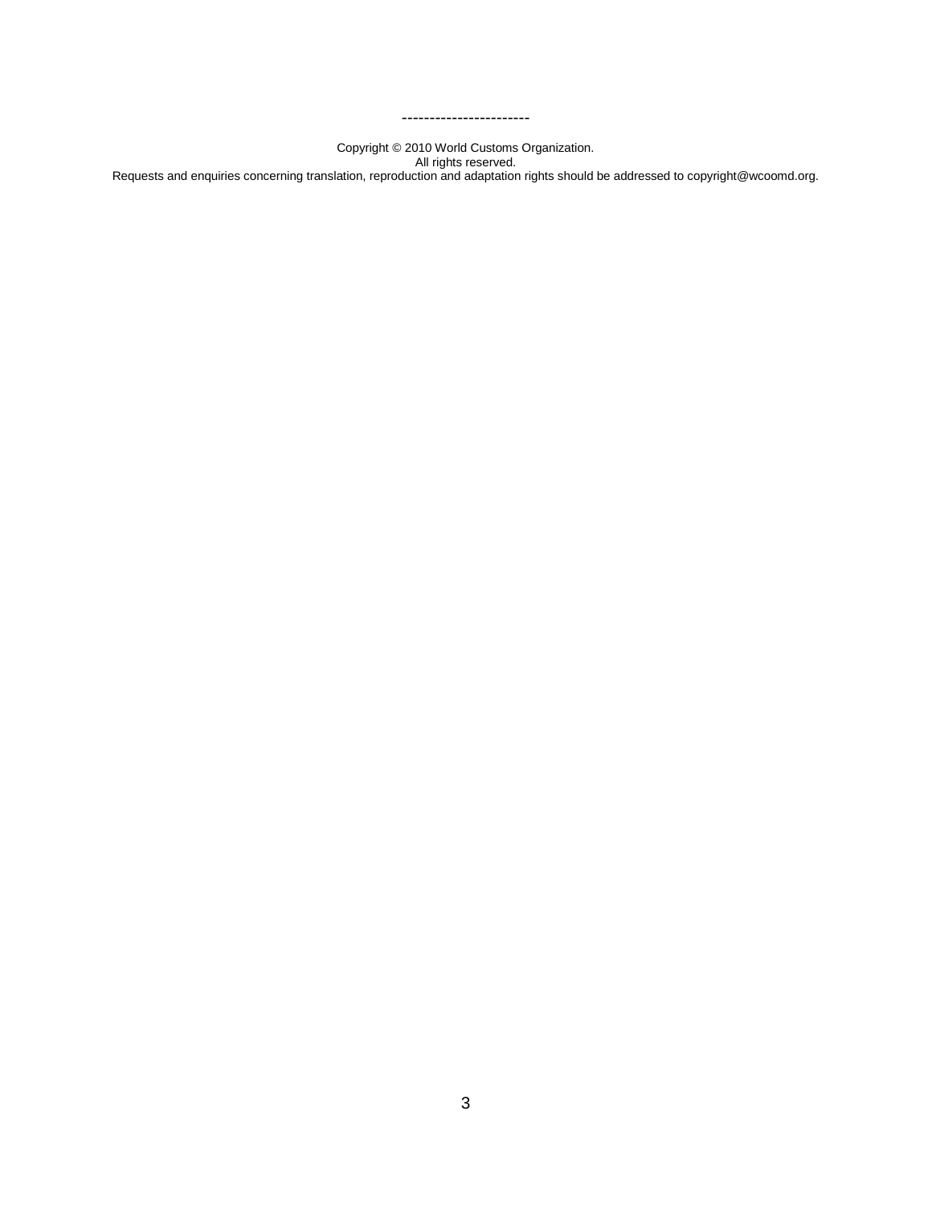-----------------------

Copyright © 2010 World Customs Organization.
All rights reserved.
Requests and enquiries concerning translation, reproduction and adaptation rights should be addressed to copyright@wcoomd.org.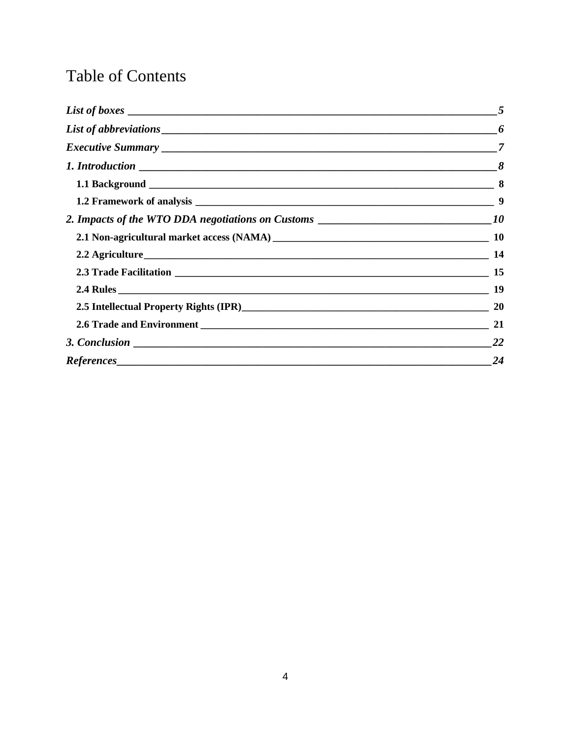# Table of Contents

*List of boxes* ____ *5*

*List of abbreviations* ____ *6*

*Executive Summary* ____ *7*

*1. Introduction* ____ *8*

- **1.1 Background** ____ **8**
- **1.2 Framework of analysis** ____ **9**

*2. Impacts of the WTO DDA negotiations on Customs* ____ *10*

- **2.1 Non-agricultural market access (NAMA)** ____ **10**
- **2.2 Agriculture** ____ **14**
- **2.3 Trade Facilitation** ____ **15**
- **2.4 Rules** ____ **19**
- **2.5 Intellectual Property Rights (IPR)** ____ **20**
- **2.6 Trade and Environment** ____ **21**

*3. Conclusion* ____ *22*

*References* ____ *24*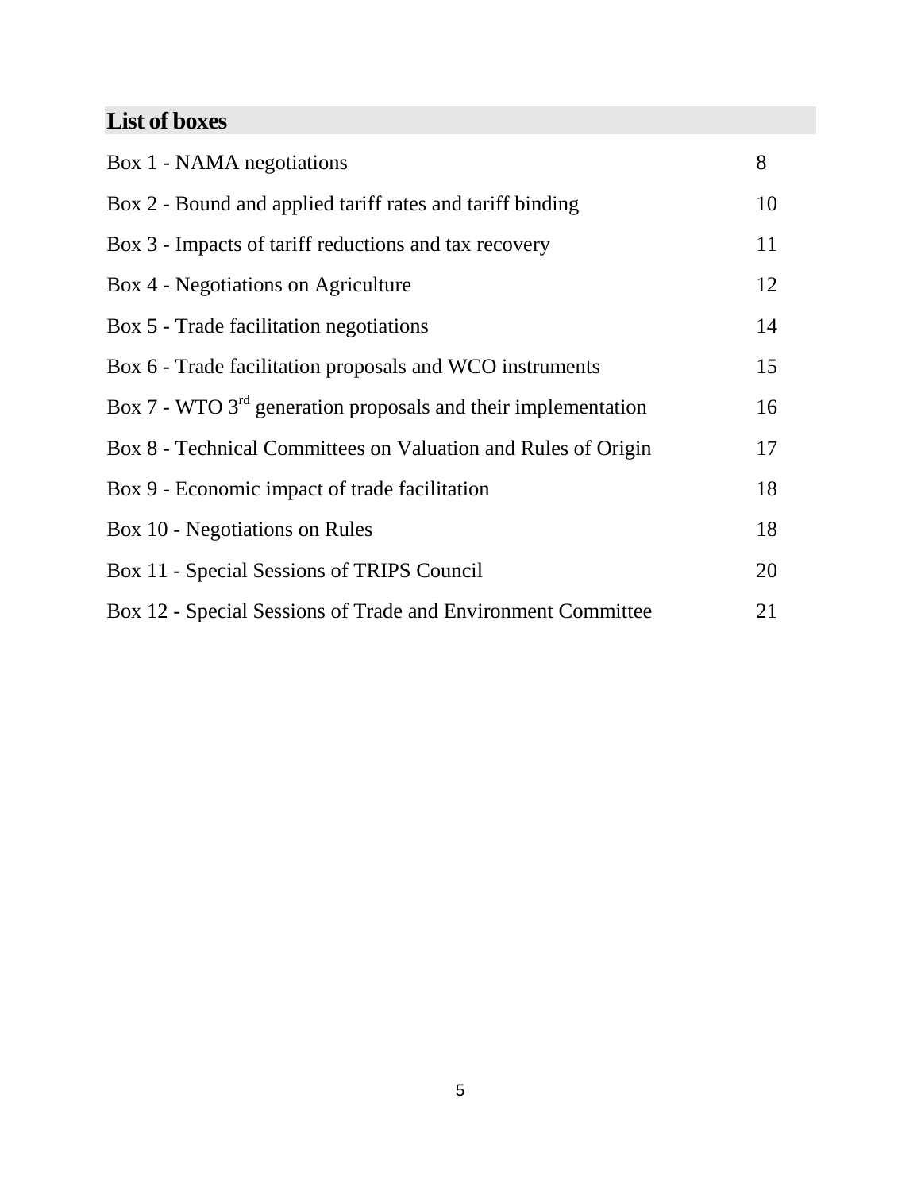## List of boxes

| | |
|---|---|
| Box 1 - NAMA negotiations | 8 |
| Box 2 - Bound and applied tariff rates and tariff binding | 10 |
| Box 3 - Impacts of tariff reductions and tax recovery | 11 |
| Box 4 - Negotiations on Agriculture | 12 |
| Box 5 - Trade facilitation negotiations | 14 |
| Box 6 - Trade facilitation proposals and WCO instruments | 15 |
| Box 7 - WTO 3rd generation proposals and their implementation | 16 |
| Box 8 - Technical Committees on Valuation and Rules of Origin | 17 |
| Box 9 - Economic impact of trade facilitation | 18 |
| Box 10 - Negotiations on Rules | 18 |
| Box 11 - Special Sessions of TRIPS Council | 20 |
| Box 12 - Special Sessions of Trade and Environment Committee | 21 |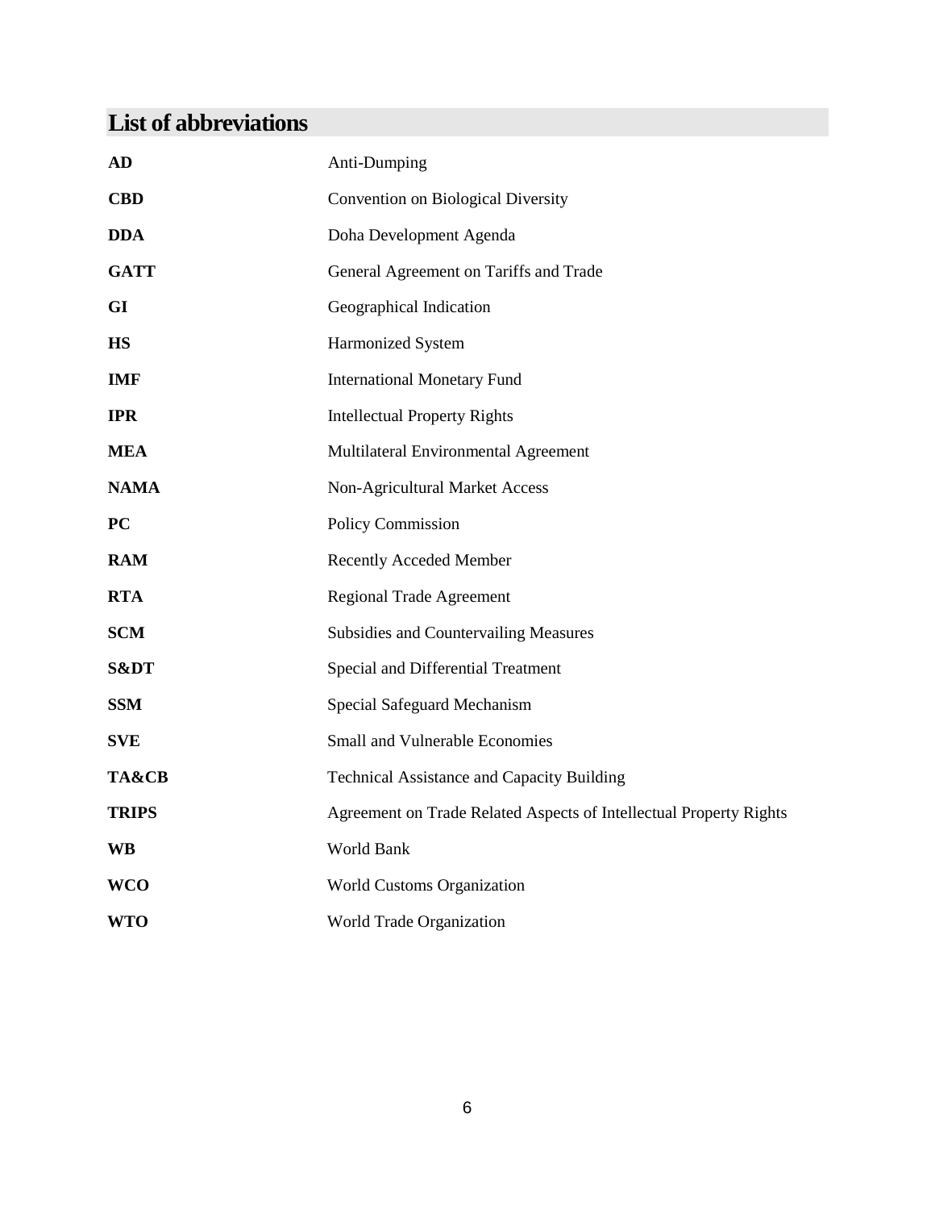## List of abbreviations

| | |
|---|---|
| **AD** | Anti-Dumping |
| **CBD** | Convention on Biological Diversity |
| **DDA** | Doha Development Agenda |
| **GATT** | General Agreement on Tariffs and Trade |
| **GI** | Geographical Indication |
| **HS** | Harmonized System |
| **IMF** | International Monetary Fund |
| **IPR** | Intellectual Property Rights |
| **MEA** | Multilateral Environmental Agreement |
| **NAMA** | Non-Agricultural Market Access |
| **PC** | Policy Commission |
| **RAM** | Recently Acceded Member |
| **RTA** | Regional Trade Agreement |
| **SCM** | Subsidies and Countervailing Measures |
| **S&DT** | Special and Differential Treatment |
| **SSM** | Special Safeguard Mechanism |
| **SVE** | Small and Vulnerable Economies |
| **TA&CB** | Technical Assistance and Capacity Building |
| **TRIPS** | Agreement on Trade Related Aspects of Intellectual Property Rights |
| **WB** | World Bank |
| **WCO** | World Customs Organization |
| **WTO** | World Trade Organization |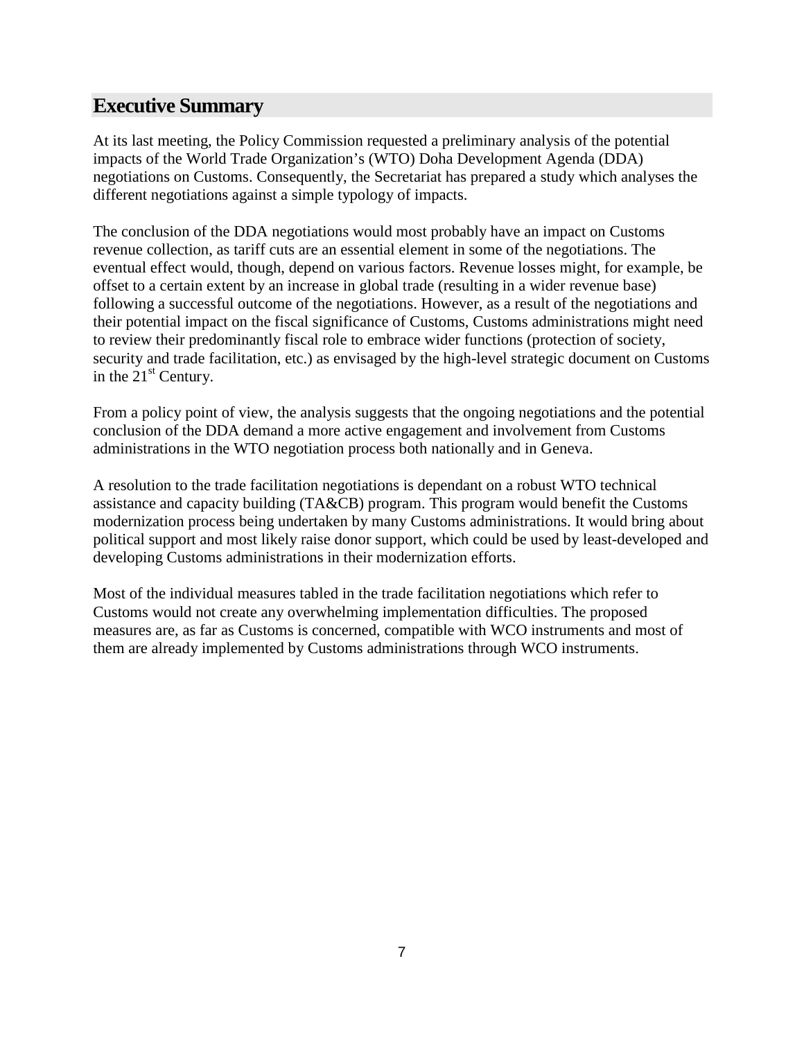## Executive Summary

At its last meeting, the Policy Commission requested a preliminary analysis of the potential impacts of the World Trade Organization's (WTO) Doha Development Agenda (DDA) negotiations on Customs. Consequently, the Secretariat has prepared a study which analyses the different negotiations against a simple typology of impacts.

The conclusion of the DDA negotiations would most probably have an impact on Customs revenue collection, as tariff cuts are an essential element in some of the negotiations. The eventual effect would, though, depend on various factors. Revenue losses might, for example, be offset to a certain extent by an increase in global trade (resulting in a wider revenue base) following a successful outcome of the negotiations. However, as a result of the negotiations and their potential impact on the fiscal significance of Customs, Customs administrations might need to review their predominantly fiscal role to embrace wider functions (protection of society, security and trade facilitation, etc.) as envisaged by the high-level strategic document on Customs in the 21st Century.

From a policy point of view, the analysis suggests that the ongoing negotiations and the potential conclusion of the DDA demand a more active engagement and involvement from Customs administrations in the WTO negotiation process both nationally and in Geneva.

A resolution to the trade facilitation negotiations is dependant on a robust WTO technical assistance and capacity building (TA&CB) program. This program would benefit the Customs modernization process being undertaken by many Customs administrations. It would bring about political support and most likely raise donor support, which could be used by least-developed and developing Customs administrations in their modernization efforts.

Most of the individual measures tabled in the trade facilitation negotiations which refer to Customs would not create any overwhelming implementation difficulties. The proposed measures are, as far as Customs is concerned, compatible with WCO instruments and most of them are already implemented by Customs administrations through WCO instruments.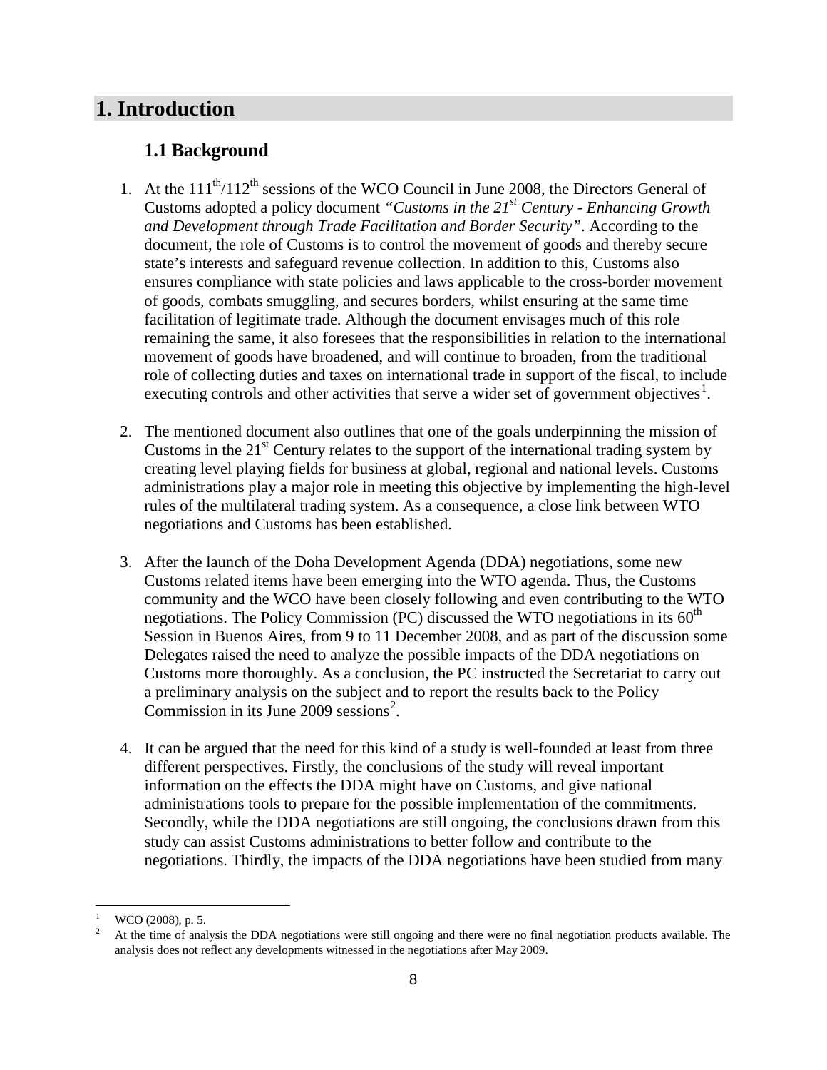# 1. Introduction

## 1.1 Background

1. At the 111th/112th sessions of the WCO Council in June 2008, the Directors General of Customs adopted a policy document *"Customs in the 21st Century - Enhancing Growth and Development through Trade Facilitation and Border Security"*. According to the document, the role of Customs is to control the movement of goods and thereby secure state's interests and safeguard revenue collection. In addition to this, Customs also ensures compliance with state policies and laws applicable to the cross-border movement of goods, combats smuggling, and secures borders, whilst ensuring at the same time facilitation of legitimate trade. Although the document envisages much of this role remaining the same, it also foresees that the responsibilities in relation to the international movement of goods have broadened, and will continue to broaden, from the traditional role of collecting duties and taxes on international trade in support of the fiscal, to include executing controls and other activities that serve a wider set of government objectives[1].

2. The mentioned document also outlines that one of the goals underpinning the mission of Customs in the 21st Century relates to the support of the international trading system by creating level playing fields for business at global, regional and national levels. Customs administrations play a major role in meeting this objective by implementing the high-level rules of the multilateral trading system. As a consequence, a close link between WTO negotiations and Customs has been established.

3. After the launch of the Doha Development Agenda (DDA) negotiations, some new Customs related items have been emerging into the WTO agenda. Thus, the Customs community and the WCO have been closely following and even contributing to the WTO negotiations. The Policy Commission (PC) discussed the WTO negotiations in its 60th Session in Buenos Aires, from 9 to 11 December 2008, and as part of the discussion some Delegates raised the need to analyze the possible impacts of the DDA negotiations on Customs more thoroughly. As a conclusion, the PC instructed the Secretariat to carry out a preliminary analysis on the subject and to report the results back to the Policy Commission in its June 2009 sessions[2].

4. It can be argued that the need for this kind of a study is well-founded at least from three different perspectives. Firstly, the conclusions of the study will reveal important information on the effects the DDA might have on Customs, and give national administrations tools to prepare for the possible implementation of the commitments. Secondly, while the DDA negotiations are still ongoing, the conclusions drawn from this study can assist Customs administrations to better follow and contribute to the negotiations. Thirdly, the impacts of the DDA negotiations have been studied from many

---

[1] WCO (2008), p. 5.

[2] At the time of analysis the DDA negotiations were still ongoing and there were no final negotiation products available. The analysis does not reflect any developments witnessed in the negotiations after May 2009.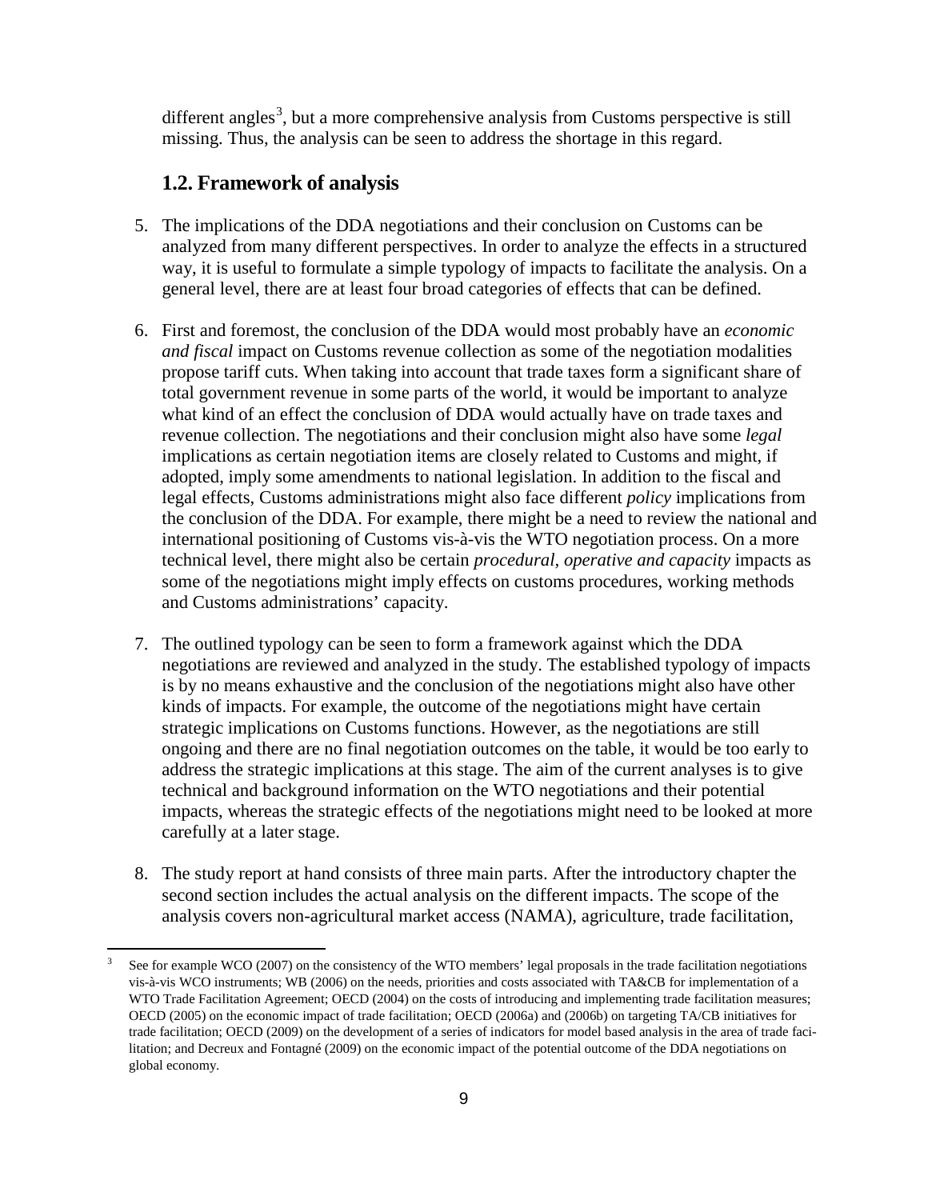different angles[3], but a more comprehensive analysis from Customs perspective is still missing. Thus, the analysis can be seen to address the shortage in this regard.

## 1.2. Framework of analysis

5. The implications of the DDA negotiations and their conclusion on Customs can be analyzed from many different perspectives. In order to analyze the effects in a structured way, it is useful to formulate a simple typology of impacts to facilitate the analysis. On a general level, there are at least four broad categories of effects that can be defined.

6. First and foremost, the conclusion of the DDA would most probably have an *economic and fiscal* impact on Customs revenue collection as some of the negotiation modalities propose tariff cuts. When taking into account that trade taxes form a significant share of total government revenue in some parts of the world, it would be important to analyze what kind of an effect the conclusion of DDA would actually have on trade taxes and revenue collection. The negotiations and their conclusion might also have some *legal* implications as certain negotiation items are closely related to Customs and might, if adopted, imply some amendments to national legislation. In addition to the fiscal and legal effects, Customs administrations might also face different *policy* implications from the conclusion of the DDA. For example, there might be a need to review the national and international positioning of Customs vis-à-vis the WTO negotiation process. On a more technical level, there might also be certain *procedural, operative and capacity* impacts as some of the negotiations might imply effects on customs procedures, working methods and Customs administrations' capacity.

7. The outlined typology can be seen to form a framework against which the DDA negotiations are reviewed and analyzed in the study. The established typology of impacts is by no means exhaustive and the conclusion of the negotiations might also have other kinds of impacts. For example, the outcome of the negotiations might have certain strategic implications on Customs functions. However, as the negotiations are still ongoing and there are no final negotiation outcomes on the table, it would be too early to address the strategic implications at this stage. The aim of the current analyses is to give technical and background information on the WTO negotiations and their potential impacts, whereas the strategic effects of the negotiations might need to be looked at more carefully at a later stage.

8. The study report at hand consists of three main parts. After the introductory chapter the second section includes the actual analysis on the different impacts. The scope of the analysis covers non-agricultural market access (NAMA), agriculture, trade facilitation,

---

[3] See for example WCO (2007) on the consistency of the WTO members' legal proposals in the trade facilitation negotiations vis-à-vis WCO instruments; WB (2006) on the needs, priorities and costs associated with TA&CB for implementation of a WTO Trade Facilitation Agreement; OECD (2004) on the costs of introducing and implementing trade facilitation measures; OECD (2005) on the economic impact of trade facilitation; OECD (2006a) and (2006b) on targeting TA/CB initiatives for trade facilitation; OECD (2009) on the development of a series of indicators for model based analysis in the area of trade facilitation; and Decreux and Fontagné (2009) on the economic impact of the potential outcome of the DDA negotiations on global economy.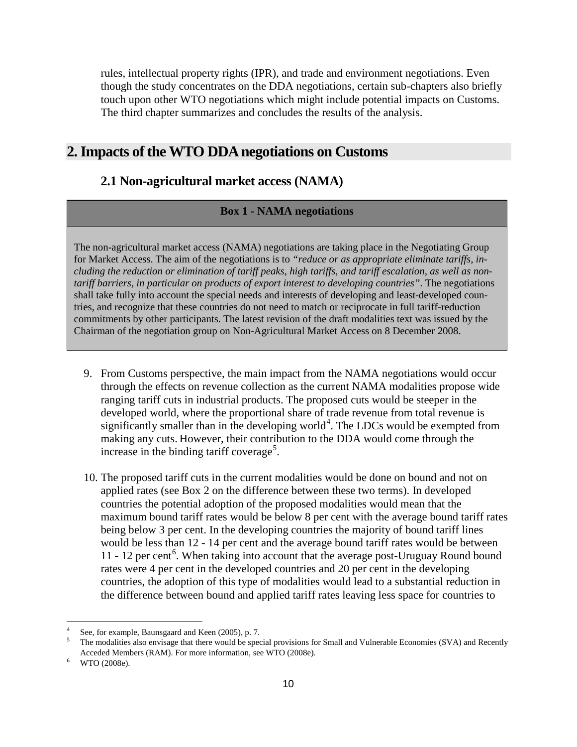rules, intellectual property rights (IPR), and trade and environment negotiations. Even though the study concentrates on the DDA negotiations, certain sub-chapters also briefly touch upon other WTO negotiations which might include potential impacts on Customs. The third chapter summarizes and concludes the results of the analysis.

# 2. Impacts of the WTO DDA negotiations on Customs

## 2.1 Non-agricultural market access (NAMA)

**Box 1 - NAMA negotiations**

The non-agricultural market access (NAMA) negotiations are taking place in the Negotiating Group for Market Access. The aim of the negotiations is to *"reduce or as appropriate eliminate tariffs, including the reduction or elimination of tariff peaks, high tariffs, and tariff escalation, as well as non-tariff barriers, in particular on products of export interest to developing countries"*. The negotiations shall take fully into account the special needs and interests of developing and least-developed countries, and recognize that these countries do not need to match or reciprocate in full tariff-reduction commitments by other participants. The latest revision of the draft modalities text was issued by the Chairman of the negotiation group on Non-Agricultural Market Access on 8 December 2008.

9. From Customs perspective, the main impact from the NAMA negotiations would occur through the effects on revenue collection as the current NAMA modalities propose wide ranging tariff cuts in industrial products. The proposed cuts would be steeper in the developed world, where the proportional share of trade revenue from total revenue is significantly smaller than in the developing world[4]. The LDCs would be exempted from making any cuts. However, their contribution to the DDA would come through the increase in the binding tariff coverage[5].

10. The proposed tariff cuts in the current modalities would be done on bound and not on applied rates (see Box 2 on the difference between these two terms). In developed countries the potential adoption of the proposed modalities would mean that the maximum bound tariff rates would be below 8 per cent with the average bound tariff rates being below 3 per cent. In the developing countries the majority of bound tariff lines would be less than 12 - 14 per cent and the average bound tariff rates would be between 11 - 12 per cent[6]. When taking into account that the average post-Uruguay Round bound rates were 4 per cent in the developed countries and 20 per cent in the developing countries, the adoption of this type of modalities would lead to a substantial reduction in the difference between bound and applied tariff rates leaving less space for countries to

---

[4] See, for example, Baunsgaard and Keen (2005), p. 7.

[5] The modalities also envisage that there would be special provisions for Small and Vulnerable Economies (SVA) and Recently Acceded Members (RAM). For more information, see WTO (2008e).

[6] WTO (2008e).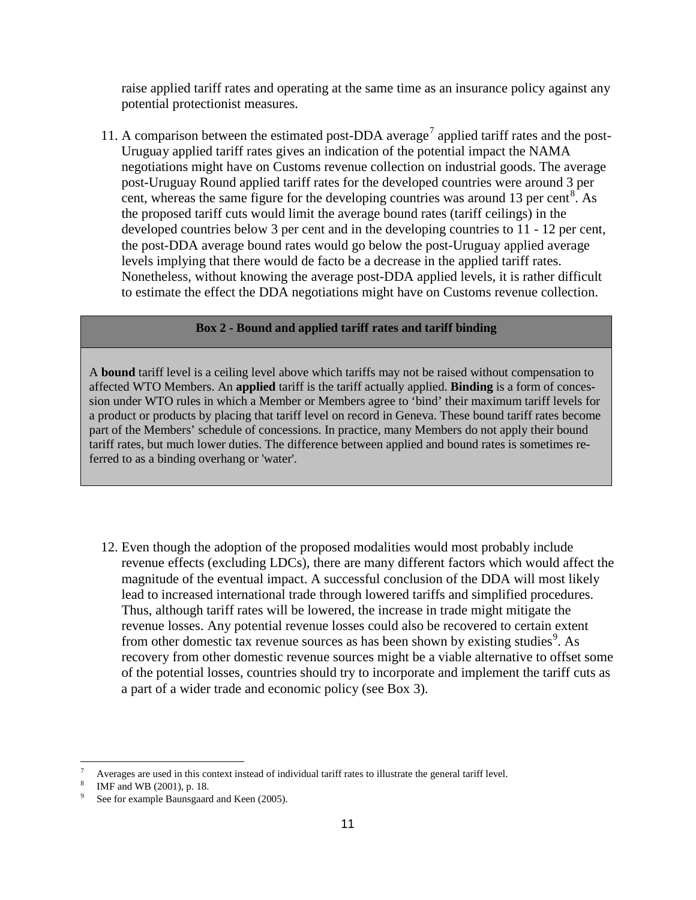raise applied tariff rates and operating at the same time as an insurance policy against any potential protectionist measures.

11. A comparison between the estimated post-DDA average[7] applied tariff rates and the post-Uruguay applied tariff rates gives an indication of the potential impact the NAMA negotiations might have on Customs revenue collection on industrial goods. The average post-Uruguay Round applied tariff rates for the developed countries were around 3 per cent, whereas the same figure for the developing countries was around 13 per cent[8]. As the proposed tariff cuts would limit the average bound rates (tariff ceilings) in the developed countries below 3 per cent and in the developing countries to 11 - 12 per cent, the post-DDA average bound rates would go below the post-Uruguay applied average levels implying that there would de facto be a decrease in the applied tariff rates. Nonetheless, without knowing the average post-DDA applied levels, it is rather difficult to estimate the effect the DDA negotiations might have on Customs revenue collection.

**Box 2 - Bound and applied tariff rates and tariff binding**

A **bound** tariff level is a ceiling level above which tariffs may not be raised without compensation to affected WTO Members. An **applied** tariff is the tariff actually applied. **Binding** is a form of concession under WTO rules in which a Member or Members agree to 'bind' their maximum tariff levels for a product or products by placing that tariff level on record in Geneva. These bound tariff rates become part of the Members' schedule of concessions. In practice, many Members do not apply their bound tariff rates, but much lower duties. The difference between applied and bound rates is sometimes referred to as a binding overhang or 'water'.

12. Even though the adoption of the proposed modalities would most probably include revenue effects (excluding LDCs), there are many different factors which would affect the magnitude of the eventual impact. A successful conclusion of the DDA will most likely lead to increased international trade through lowered tariffs and simplified procedures. Thus, although tariff rates will be lowered, the increase in trade might mitigate the revenue losses. Any potential revenue losses could also be recovered to certain extent from other domestic tax revenue sources as has been shown by existing studies[9]. As recovery from other domestic revenue sources might be a viable alternative to offset some of the potential losses, countries should try to incorporate and implement the tariff cuts as a part of a wider trade and economic policy (see Box 3).

---

[7] Averages are used in this context instead of individual tariff rates to illustrate the general tariff level.

[8] IMF and WB (2001), p. 18.

[9] See for example Baunsgaard and Keen (2005).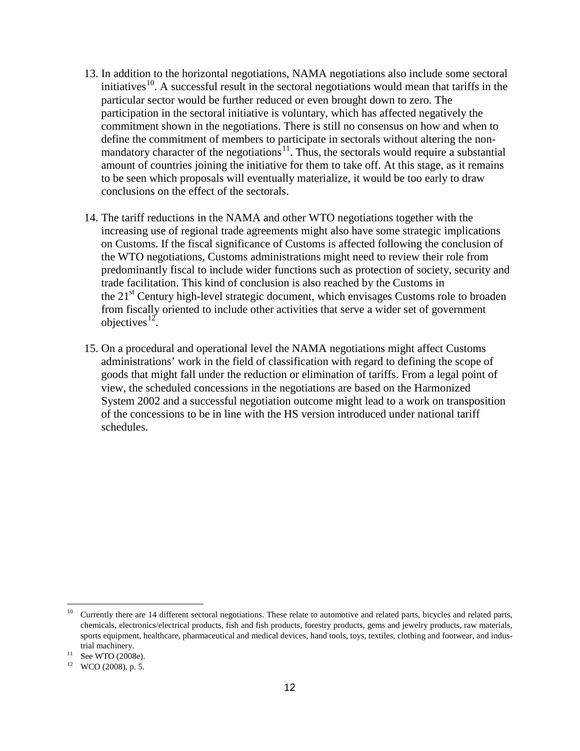13. In addition to the horizontal negotiations, NAMA negotiations also include some sectoral initiatives[10]. A successful result in the sectoral negotiations would mean that tariffs in the particular sector would be further reduced or even brought down to zero. The participation in the sectoral initiative is voluntary, which has affected negatively the commitment shown in the negotiations. There is still no consensus on how and when to define the commitment of members to participate in sectorals without altering the non-mandatory character of the negotiations[11]. Thus, the sectorals would require a substantial amount of countries joining the initiative for them to take off. At this stage, as it remains to be seen which proposals will eventually materialize, it would be too early to draw conclusions on the effect of the sectorals.

14. The tariff reductions in the NAMA and other WTO negotiations together with the increasing use of regional trade agreements might also have some strategic implications on Customs. If the fiscal significance of Customs is affected following the conclusion of the WTO negotiations, Customs administrations might need to review their role from predominantly fiscal to include wider functions such as protection of society, security and trade facilitation. This kind of conclusion is also reached by the Customs in the 21st Century high-level strategic document, which envisages Customs role to broaden from fiscally oriented to include other activities that serve a wider set of government objectives[12].

15. On a procedural and operational level the NAMA negotiations might affect Customs administrations' work in the field of classification with regard to defining the scope of goods that might fall under the reduction or elimination of tariffs. From a legal point of view, the scheduled concessions in the negotiations are based on the Harmonized System 2002 and a successful negotiation outcome might lead to a work on transposition of the concessions to be in line with the HS version introduced under national tariff schedules.

---

[10] Currently there are 14 different sectoral negotiations. These relate to automotive and related parts, bicycles and related parts, chemicals, electronics/electrical products, fish and fish products, forestry products, gems and jewelry products, raw materials, sports equipment, healthcare, pharmaceutical and medical devices, hand tools, toys, textiles, clothing and footwear, and industrial machinery.

[11] See WTO (2008e).

[12] WCO (2008), p. 5.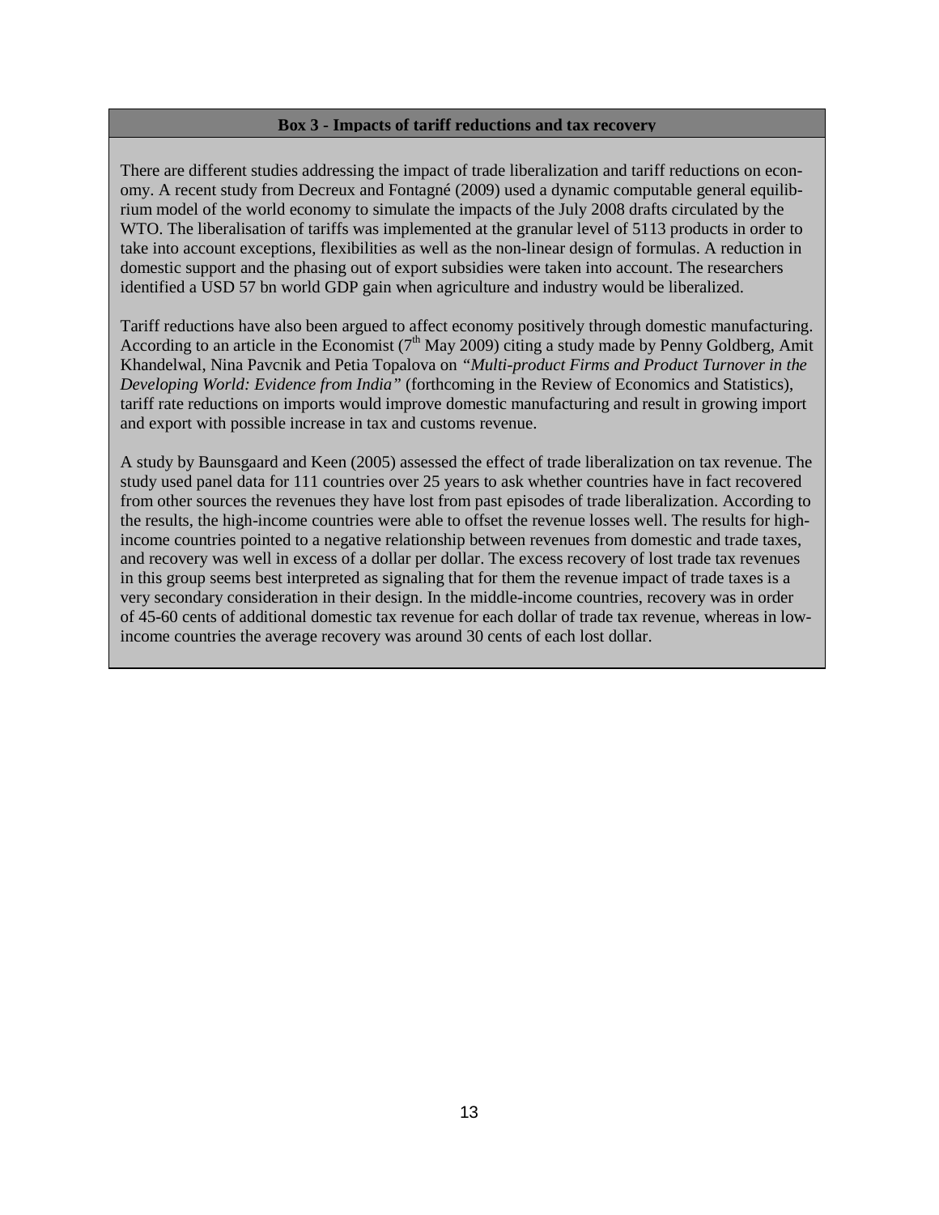**Box 3 - Impacts of tariff reductions and tax recovery**

There are different studies addressing the impact of trade liberalization and tariff reductions on economy. A recent study from Decreux and Fontagné (2009) used a dynamic computable general equilibrium model of the world economy to simulate the impacts of the July 2008 drafts circulated by the WTO. The liberalisation of tariffs was implemented at the granular level of 5113 products in order to take into account exceptions, flexibilities as well as the non-linear design of formulas. A reduction in domestic support and the phasing out of export subsidies were taken into account. The researchers identified a USD 57 bn world GDP gain when agriculture and industry would be liberalized.

Tariff reductions have also been argued to affect economy positively through domestic manufacturing. According to an article in the Economist (7th May 2009) citing a study made by Penny Goldberg, Amit Khandelwal, Nina Pavcnik and Petia Topalova on *"Multi-product Firms and Product Turnover in the Developing World: Evidence from India"* (forthcoming in the Review of Economics and Statistics), tariff rate reductions on imports would improve domestic manufacturing and result in growing import and export with possible increase in tax and customs revenue.

A study by Baunsgaard and Keen (2005) assessed the effect of trade liberalization on tax revenue. The study used panel data for 111 countries over 25 years to ask whether countries have in fact recovered from other sources the revenues they have lost from past episodes of trade liberalization. According to the results, the high-income countries were able to offset the revenue losses well. The results for high-income countries pointed to a negative relationship between revenues from domestic and trade taxes, and recovery was well in excess of a dollar per dollar. The excess recovery of lost trade tax revenues in this group seems best interpreted as signaling that for them the revenue impact of trade taxes is a very secondary consideration in their design. In the middle-income countries, recovery was in order of 45-60 cents of additional domestic tax revenue for each dollar of trade tax revenue, whereas in low-income countries the average recovery was around 30 cents of each lost dollar.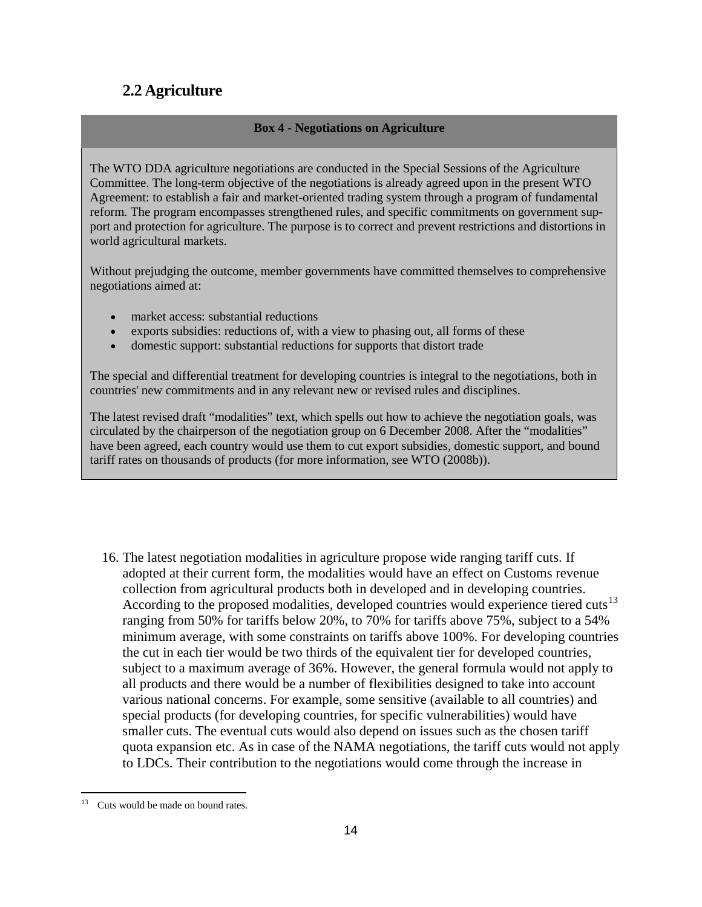## 2.2 Agriculture

**Box 4 - Negotiations on Agriculture**

The WTO DDA agriculture negotiations are conducted in the Special Sessions of the Agriculture Committee. The long-term objective of the negotiations is already agreed upon in the present WTO Agreement: to establish a fair and market-oriented trading system through a program of fundamental reform. The program encompasses strengthened rules, and specific commitments on government support and protection for agriculture. The purpose is to correct and prevent restrictions and distortions in world agricultural markets.

Without prejudging the outcome, member governments have committed themselves to comprehensive negotiations aimed at:

- market access: substantial reductions
- exports subsidies: reductions of, with a view to phasing out, all forms of these
- domestic support: substantial reductions for supports that distort trade

The special and differential treatment for developing countries is integral to the negotiations, both in countries' new commitments and in any relevant new or revised rules and disciplines.

The latest revised draft “modalities” text, which spells out how to achieve the negotiation goals, was circulated by the chairperson of the negotiation group on 6 December 2008. After the “modalities” have been agreed, each country would use them to cut export subsidies, domestic support, and bound tariff rates on thousands of products (for more information, see WTO (2008b)).

16. The latest negotiation modalities in agriculture propose wide ranging tariff cuts. If adopted at their current form, the modalities would have an effect on Customs revenue collection from agricultural products both in developed and in developing countries. According to the proposed modalities, developed countries would experience tiered cuts[13] ranging from 50% for tariffs below 20%, to 70% for tariffs above 75%, subject to a 54% minimum average, with some constraints on tariffs above 100%. For developing countries the cut in each tier would be two thirds of the equivalent tier for developed countries, subject to a maximum average of 36%. However, the general formula would not apply to all products and there would be a number of flexibilities designed to take into account various national concerns. For example, some sensitive (available to all countries) and special products (for developing countries, for specific vulnerabilities) would have smaller cuts. The eventual cuts would also depend on issues such as the chosen tariff quota expansion etc. As in case of the NAMA negotiations, the tariff cuts would not apply to LDCs. Their contribution to the negotiations would come through the increase in

[13] Cuts would be made on bound rates.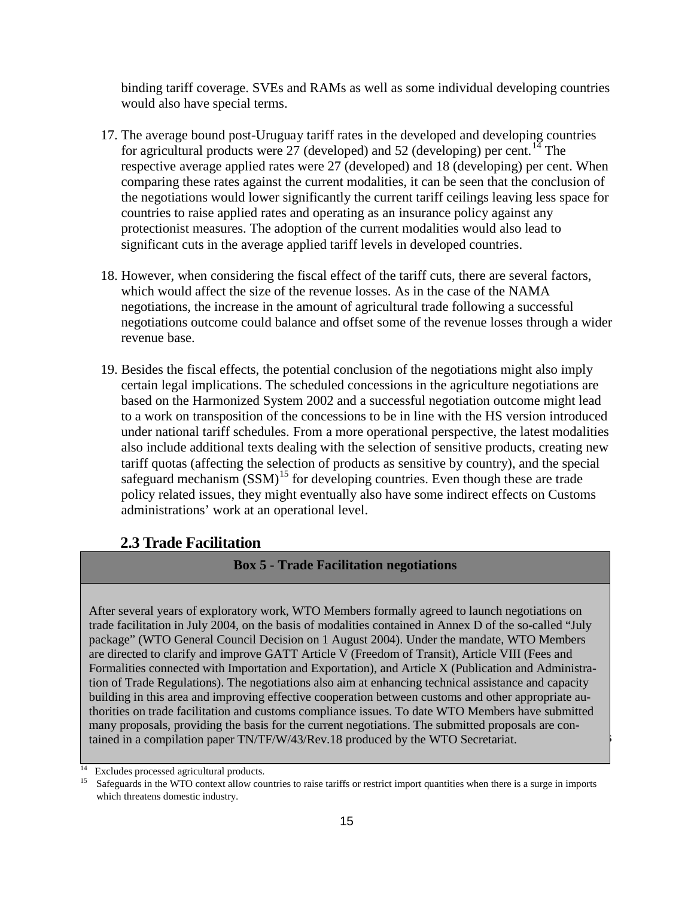binding tariff coverage. SVEs and RAMs as well as some individual developing countries would also have special terms.

17. The average bound post-Uruguay tariff rates in the developed and developing countries for agricultural products were 27 (developed) and 52 (developing) per cent.[14] The respective average applied rates were 27 (developed) and 18 (developing) per cent. When comparing these rates against the current modalities, it can be seen that the conclusion of the negotiations would lower significantly the current tariff ceilings leaving less space for countries to raise applied rates and operating as an insurance policy against any protectionist measures. The adoption of the current modalities would also lead to significant cuts in the average applied tariff levels in developed countries.

18. However, when considering the fiscal effect of the tariff cuts, there are several factors, which would affect the size of the revenue losses. As in the case of the NAMA negotiations, the increase in the amount of agricultural trade following a successful negotiations outcome could balance and offset some of the revenue losses through a wider revenue base.

19. Besides the fiscal effects, the potential conclusion of the negotiations might also imply certain legal implications. The scheduled concessions in the agriculture negotiations are based on the Harmonized System 2002 and a successful negotiation outcome might lead to a work on transposition of the concessions to be in line with the HS version introduced under national tariff schedules. From a more operational perspective, the latest modalities also include additional texts dealing with the selection of sensitive products, creating new tariff quotas (affecting the selection of products as sensitive by country), and the special safeguard mechanism (SSM)[15] for developing countries. Even though these are trade policy related issues, they might eventually also have some indirect effects on Customs administrations' work at an operational level.

## 2.3 Trade Facilitation

**Box 5 - Trade Facilitation negotiations**

After several years of exploratory work, WTO Members formally agreed to launch negotiations on trade facilitation in July 2004, on the basis of modalities contained in Annex D of the so-called "July package" (WTO General Council Decision on 1 August 2004). Under the mandate, WTO Members are directed to clarify and improve GATT Article V (Freedom of Transit), Article VIII (Fees and Formalities connected with Importation and Exportation), and Article X (Publication and Administration of Trade Regulations). The negotiations also aim at enhancing technical assistance and capacity building in this area and improving effective cooperation between customs and other appropriate authorities on trade facilitation and customs compliance issues. To date WTO Members have submitted many proposals, providing the basis for the current negotiations. The submitted proposals are contained in a compilation paper TN/TF/W/43/Rev.18 produced by the WTO Secretariat.

[14] Excludes processed agricultural products.

[15] Safeguards in the WTO context allow countries to raise tariffs or restrict import quantities when there is a surge in imports which threatens domestic industry.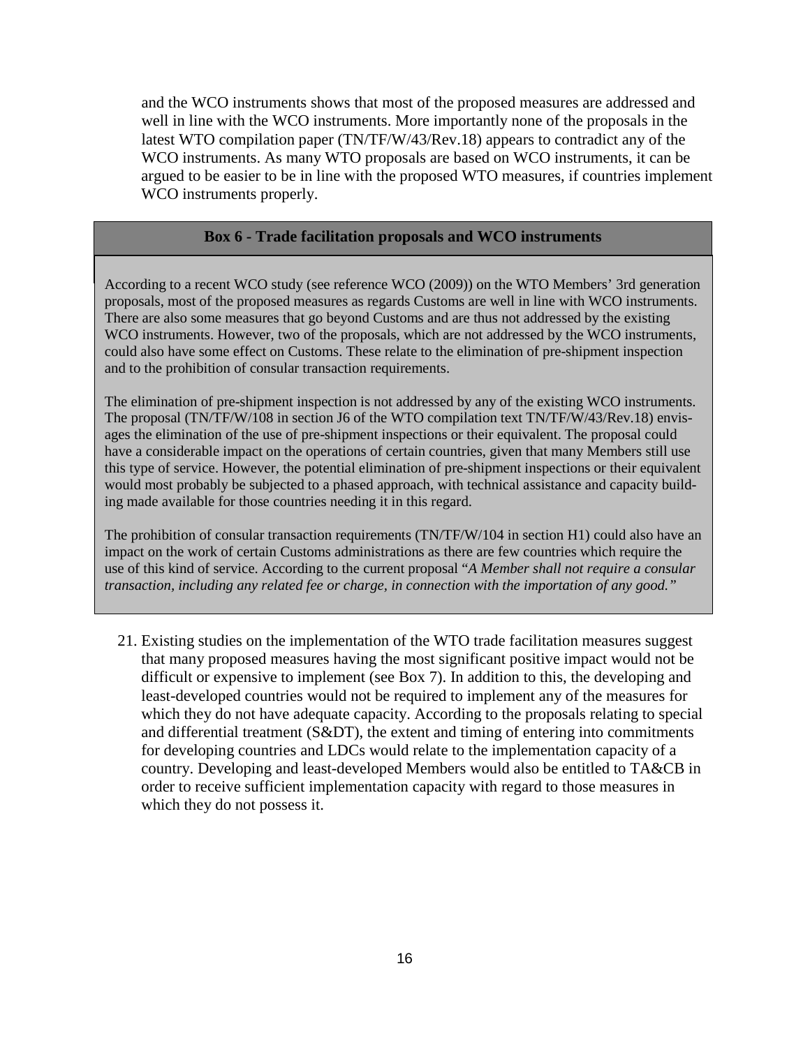and the WCO instruments shows that most of the proposed measures are addressed and well in line with the WCO instruments. More importantly none of the proposals in the latest WTO compilation paper (TN/TF/W/43/Rev.18) appears to contradict any of the WCO instruments. As many WTO proposals are based on WCO instruments, it can be argued to be easier to be in line with the proposed WTO measures, if countries implement WCO instruments properly.

**Box 6 - Trade facilitation proposals and WCO instruments**

According to a recent WCO study (see reference WCO (2009)) on the WTO Members' 3rd generation proposals, most of the proposed measures as regards Customs are well in line with WCO instruments. There are also some measures that go beyond Customs and are thus not addressed by the existing WCO instruments. However, two of the proposals, which are not addressed by the WCO instruments, could also have some effect on Customs. These relate to the elimination of pre-shipment inspection and to the prohibition of consular transaction requirements.

The elimination of pre-shipment inspection is not addressed by any of the existing WCO instruments. The proposal (TN/TF/W/108 in section J6 of the WTO compilation text TN/TF/W/43/Rev.18) envisages the elimination of the use of pre-shipment inspections or their equivalent. The proposal could have a considerable impact on the operations of certain countries, given that many Members still use this type of service. However, the potential elimination of pre-shipment inspections or their equivalent would most probably be subjected to a phased approach, with technical assistance and capacity building made available for those countries needing it in this regard.

The prohibition of consular transaction requirements (TN/TF/W/104 in section H1) could also have an impact on the work of certain Customs administrations as there are few countries which require the use of this kind of service. According to the current proposal "*A Member shall not require a consular transaction, including any related fee or charge, in connection with the importation of any good.*"

21. Existing studies on the implementation of the WTO trade facilitation measures suggest that many proposed measures having the most significant positive impact would not be difficult or expensive to implement (see Box 7). In addition to this, the developing and least-developed countries would not be required to implement any of the measures for which they do not have adequate capacity. According to the proposals relating to special and differential treatment (S&DT), the extent and timing of entering into commitments for developing countries and LDCs would relate to the implementation capacity of a country. Developing and least-developed Members would also be entitled to TA&CB in order to receive sufficient implementation capacity with regard to those measures in which they do not possess it.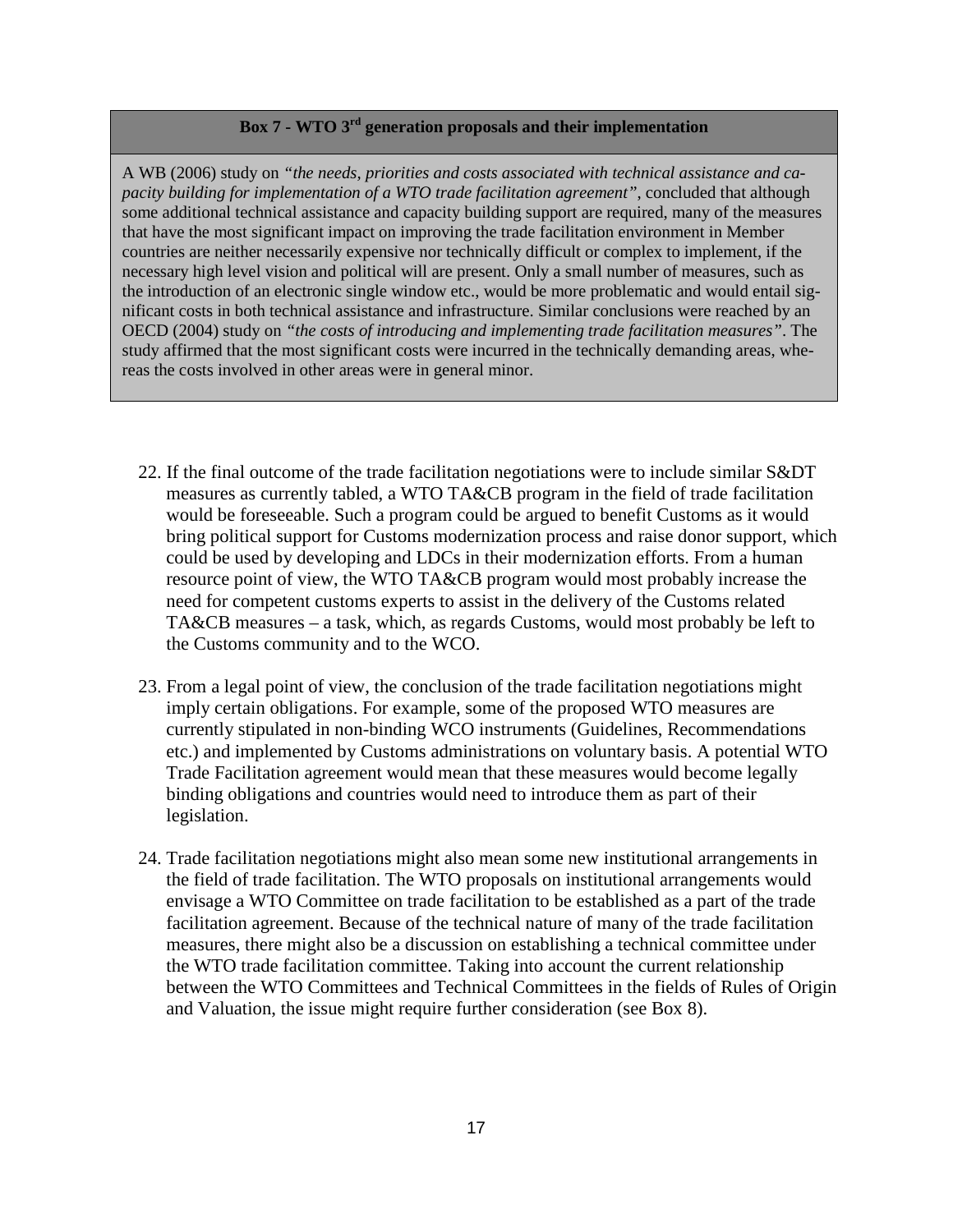**Box 7 - WTO 3rd generation proposals and their implementation**

A WB (2006) study on *"the needs, priorities and costs associated with technical assistance and capacity building for implementation of a WTO trade facilitation agreement"*, concluded that although some additional technical assistance and capacity building support are required, many of the measures that have the most significant impact on improving the trade facilitation environment in Member countries are neither necessarily expensive nor technically difficult or complex to implement, if the necessary high level vision and political will are present. Only a small number of measures, such as the introduction of an electronic single window etc., would be more problematic and would entail significant costs in both technical assistance and infrastructure. Similar conclusions were reached by an OECD (2004) study on *"the costs of introducing and implementing trade facilitation measures"*. The study affirmed that the most significant costs were incurred in the technically demanding areas, whereas the costs involved in other areas were in general minor.

22. If the final outcome of the trade facilitation negotiations were to include similar S&DT measures as currently tabled, a WTO TA&CB program in the field of trade facilitation would be foreseeable. Such a program could be argued to benefit Customs as it would bring political support for Customs modernization process and raise donor support, which could be used by developing and LDCs in their modernization efforts. From a human resource point of view, the WTO TA&CB program would most probably increase the need for competent customs experts to assist in the delivery of the Customs related TA&CB measures – a task, which, as regards Customs, would most probably be left to the Customs community and to the WCO.

23. From a legal point of view, the conclusion of the trade facilitation negotiations might imply certain obligations. For example, some of the proposed WTO measures are currently stipulated in non-binding WCO instruments (Guidelines, Recommendations etc.) and implemented by Customs administrations on voluntary basis. A potential WTO Trade Facilitation agreement would mean that these measures would become legally binding obligations and countries would need to introduce them as part of their legislation.

24. Trade facilitation negotiations might also mean some new institutional arrangements in the field of trade facilitation. The WTO proposals on institutional arrangements would envisage a WTO Committee on trade facilitation to be established as a part of the trade facilitation agreement. Because of the technical nature of many of the trade facilitation measures, there might also be a discussion on establishing a technical committee under the WTO trade facilitation committee. Taking into account the current relationship between the WTO Committees and Technical Committees in the fields of Rules of Origin and Valuation, the issue might require further consideration (see Box 8).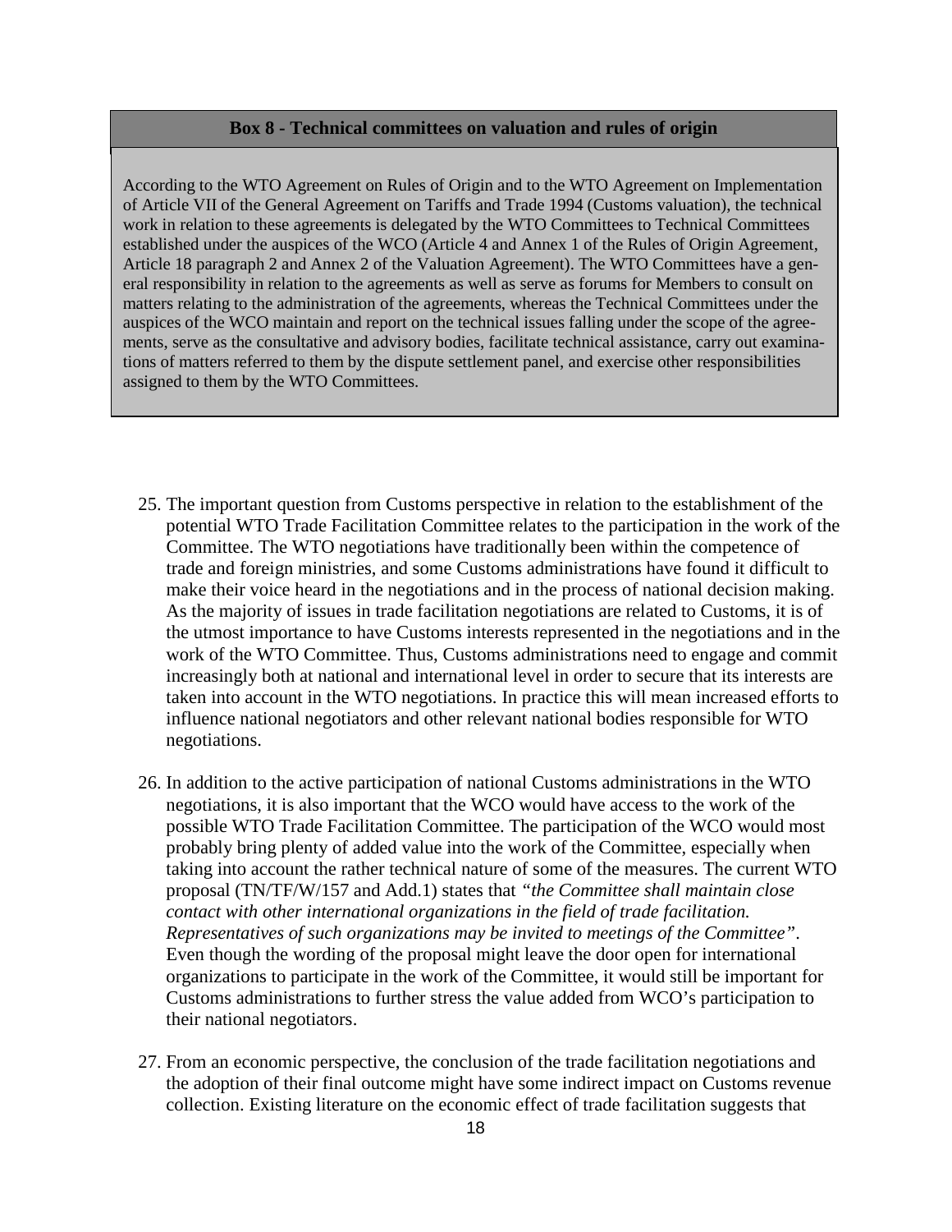**Box 8 - Technical committees on valuation and rules of origin**

According to the WTO Agreement on Rules of Origin and to the WTO Agreement on Implementation of Article VII of the General Agreement on Tariffs and Trade 1994 (Customs valuation), the technical work in relation to these agreements is delegated by the WTO Committees to Technical Committees established under the auspices of the WCO (Article 4 and Annex 1 of the Rules of Origin Agreement, Article 18 paragraph 2 and Annex 2 of the Valuation Agreement). The WTO Committees have a general responsibility in relation to the agreements as well as serve as forums for Members to consult on matters relating to the administration of the agreements, whereas the Technical Committees under the auspices of the WCO maintain and report on the technical issues falling under the scope of the agreements, serve as the consultative and advisory bodies, facilitate technical assistance, carry out examinations of matters referred to them by the dispute settlement panel, and exercise other responsibilities assigned to them by the WTO Committees.

25. The important question from Customs perspective in relation to the establishment of the potential WTO Trade Facilitation Committee relates to the participation in the work of the Committee. The WTO negotiations have traditionally been within the competence of trade and foreign ministries, and some Customs administrations have found it difficult to make their voice heard in the negotiations and in the process of national decision making. As the majority of issues in trade facilitation negotiations are related to Customs, it is of the utmost importance to have Customs interests represented in the negotiations and in the work of the WTO Committee. Thus, Customs administrations need to engage and commit increasingly both at national and international level in order to secure that its interests are taken into account in the WTO negotiations. In practice this will mean increased efforts to influence national negotiators and other relevant national bodies responsible for WTO negotiations.

26. In addition to the active participation of national Customs administrations in the WTO negotiations, it is also important that the WCO would have access to the work of the possible WTO Trade Facilitation Committee. The participation of the WCO would most probably bring plenty of added value into the work of the Committee, especially when taking into account the rather technical nature of some of the measures. The current WTO proposal (TN/TF/W/157 and Add.1) states that *"the Committee shall maintain close contact with other international organizations in the field of trade facilitation. Representatives of such organizations may be invited to meetings of the Committee"*. Even though the wording of the proposal might leave the door open for international organizations to participate in the work of the Committee, it would still be important for Customs administrations to further stress the value added from WCO's participation to their national negotiators.

27. From an economic perspective, the conclusion of the trade facilitation negotiations and the adoption of their final outcome might have some indirect impact on Customs revenue collection. Existing literature on the economic effect of trade facilitation suggests that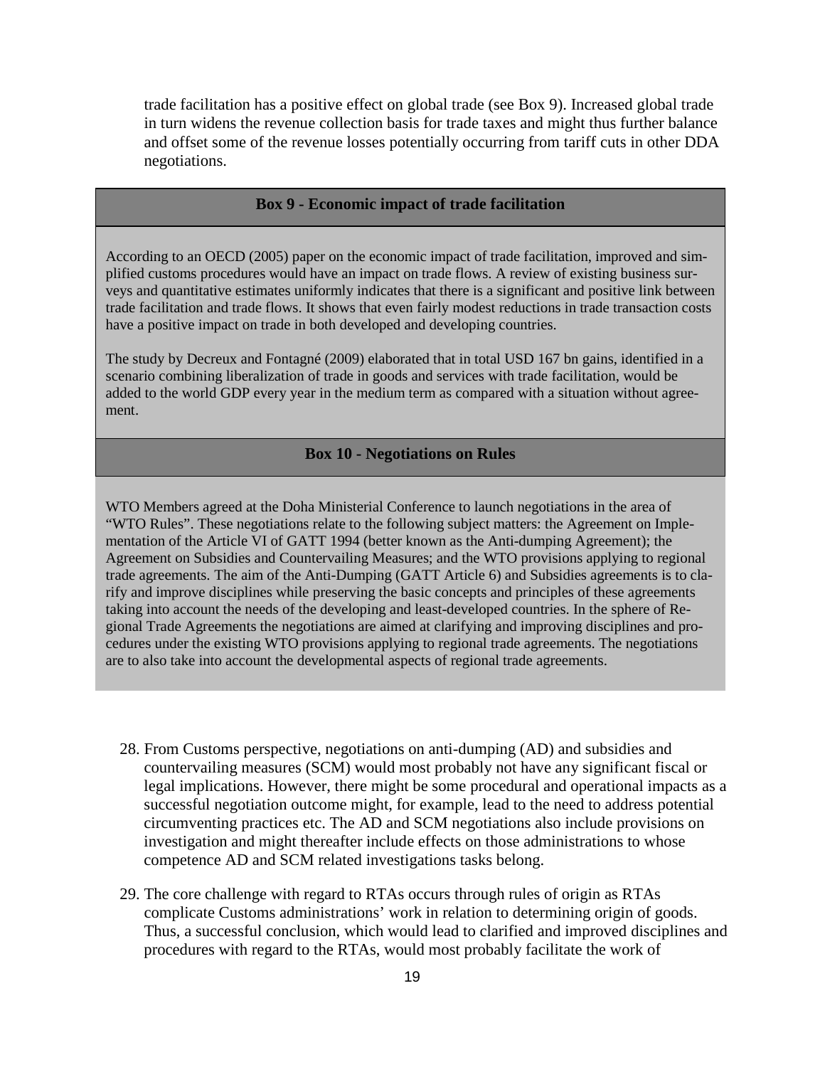trade facilitation has a positive effect on global trade (see Box 9). Increased global trade in turn widens the revenue collection basis for trade taxes and might thus further balance and offset some of the revenue losses potentially occurring from tariff cuts in other DDA negotiations.

### Box 9 - Economic impact of trade facilitation

According to an OECD (2005) paper on the economic impact of trade facilitation, improved and simplified customs procedures would have an impact on trade flows. A review of existing business surveys and quantitative estimates uniformly indicates that there is a significant and positive link between trade facilitation and trade flows. It shows that even fairly modest reductions in trade transaction costs have a positive impact on trade in both developed and developing countries.

The study by Decreux and Fontagné (2009) elaborated that in total USD 167 bn gains, identified in a scenario combining liberalization of trade in goods and services with trade facilitation, would be added to the world GDP every year in the medium term as compared with a situation without agreement.

### Box 10 - Negotiations on Rules

WTO Members agreed at the Doha Ministerial Conference to launch negotiations in the area of "WTO Rules". These negotiations relate to the following subject matters: the Agreement on Implementation of the Article VI of GATT 1994 (better known as the Anti-dumping Agreement); the Agreement on Subsidies and Countervailing Measures; and the WTO provisions applying to regional trade agreements. The aim of the Anti-Dumping (GATT Article 6) and Subsidies agreements is to clarify and improve disciplines while preserving the basic concepts and principles of these agreements taking into account the needs of the developing and least-developed countries. In the sphere of Regional Trade Agreements the negotiations are aimed at clarifying and improving disciplines and procedures under the existing WTO provisions applying to regional trade agreements. The negotiations are to also take into account the developmental aspects of regional trade agreements.

28. From Customs perspective, negotiations on anti-dumping (AD) and subsidies and countervailing measures (SCM) would most probably not have any significant fiscal or legal implications. However, there might be some procedural and operational impacts as a successful negotiation outcome might, for example, lead to the need to address potential circumventing practices etc. The AD and SCM negotiations also include provisions on investigation and might thereafter include effects on those administrations to whose competence AD and SCM related investigations tasks belong.

29. The core challenge with regard to RTAs occurs through rules of origin as RTAs complicate Customs administrations' work in relation to determining origin of goods. Thus, a successful conclusion, which would lead to clarified and improved disciplines and procedures with regard to the RTAs, would most probably facilitate the work of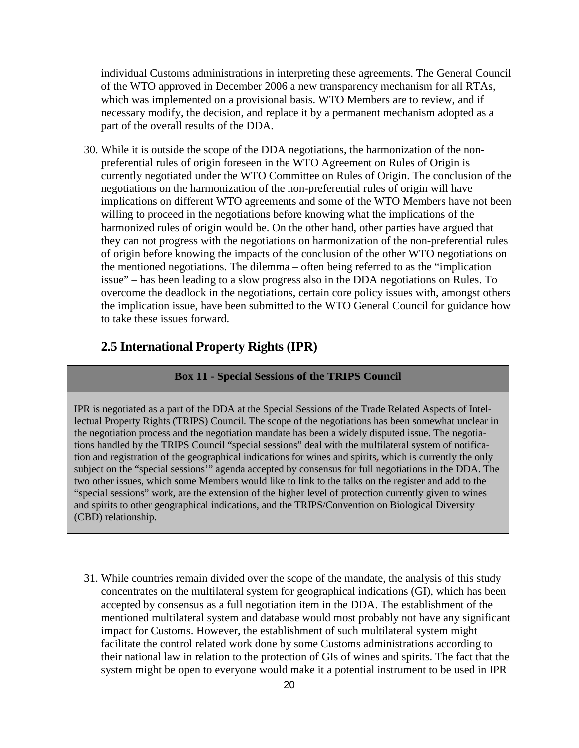individual Customs administrations in interpreting these agreements. The General Council of the WTO approved in December 2006 a new transparency mechanism for all RTAs, which was implemented on a provisional basis. WTO Members are to review, and if necessary modify, the decision, and replace it by a permanent mechanism adopted as a part of the overall results of the DDA.

30. While it is outside the scope of the DDA negotiations, the harmonization of the non-preferential rules of origin foreseen in the WTO Agreement on Rules of Origin is currently negotiated under the WTO Committee on Rules of Origin. The conclusion of the negotiations on the harmonization of the non-preferential rules of origin will have implications on different WTO agreements and some of the WTO Members have not been willing to proceed in the negotiations before knowing what the implications of the harmonized rules of origin would be. On the other hand, other parties have argued that they can not progress with the negotiations on harmonization of the non-preferential rules of origin before knowing the impacts of the conclusion of the other WTO negotiations on the mentioned negotiations. The dilemma – often being referred to as the "implication issue" – has been leading to a slow progress also in the DDA negotiations on Rules. To overcome the deadlock in the negotiations, certain core policy issues with, amongst others the implication issue, have been submitted to the WTO General Council for guidance how to take these issues forward.

## 2.5 International Property Rights (IPR)

**Box 11 - Special Sessions of the TRIPS Council**

IPR is negotiated as a part of the DDA at the Special Sessions of the Trade Related Aspects of Intellectual Property Rights (TRIPS) Council. The scope of the negotiations has been somewhat unclear in the negotiation process and the negotiation mandate has been a widely disputed issue. The negotiations handled by the TRIPS Council "special sessions" deal with the multilateral system of notification and registration of the geographical indications for wines and spirits, which is currently the only subject on the "special sessions'" agenda accepted by consensus for full negotiations in the DDA. The two other issues, which some Members would like to link to the talks on the register and add to the "special sessions" work, are the extension of the higher level of protection currently given to wines and spirits to other geographical indications, and the TRIPS/Convention on Biological Diversity (CBD) relationship.

31. While countries remain divided over the scope of the mandate, the analysis of this study concentrates on the multilateral system for geographical indications (GI), which has been accepted by consensus as a full negotiation item in the DDA. The establishment of the mentioned multilateral system and database would most probably not have any significant impact for Customs. However, the establishment of such multilateral system might facilitate the control related work done by some Customs administrations according to their national law in relation to the protection of GIs of wines and spirits. The fact that the system might be open to everyone would make it a potential instrument to be used in IPR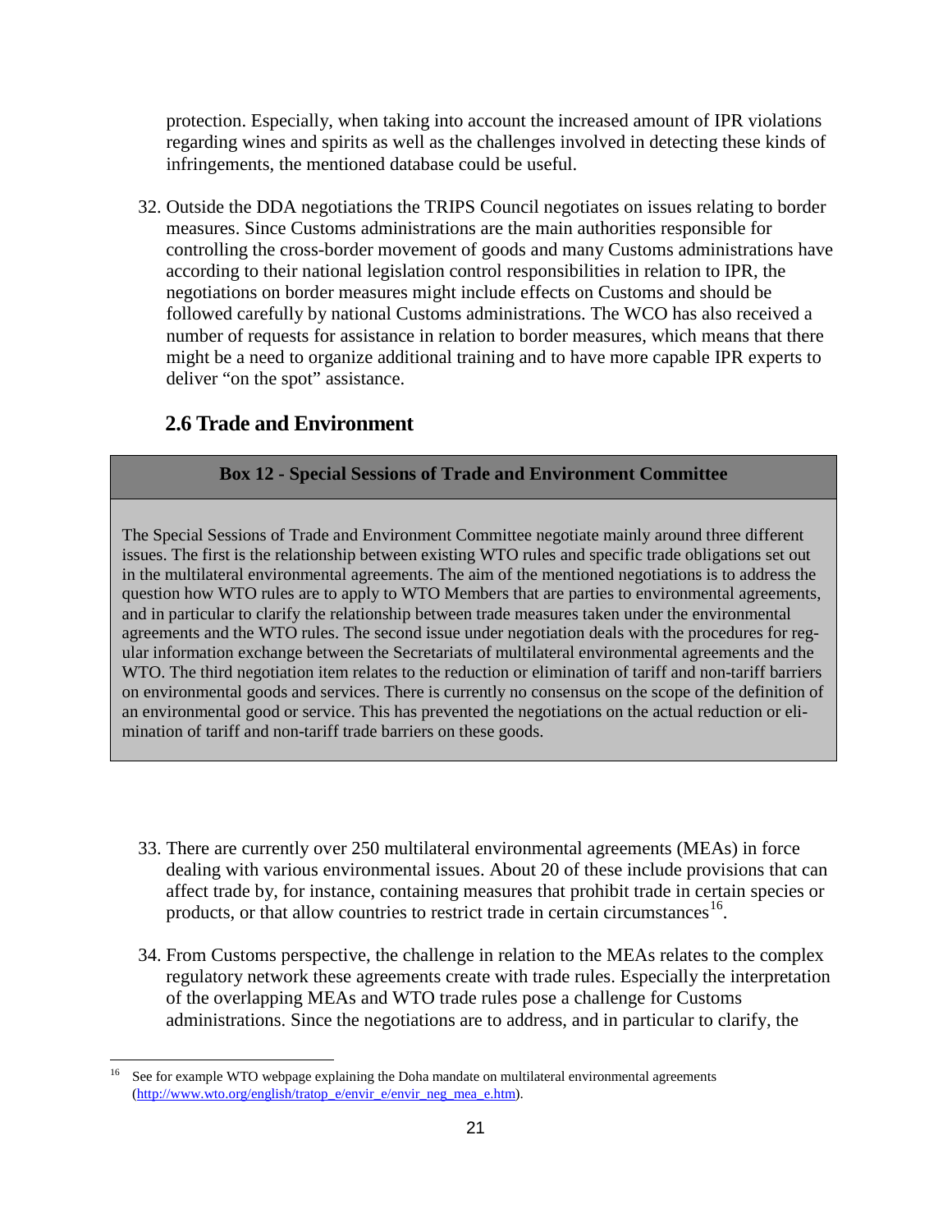protection. Especially, when taking into account the increased amount of IPR violations regarding wines and spirits as well as the challenges involved in detecting these kinds of infringements, the mentioned database could be useful.

32. Outside the DDA negotiations the TRIPS Council negotiates on issues relating to border measures. Since Customs administrations are the main authorities responsible for controlling the cross-border movement of goods and many Customs administrations have according to their national legislation control responsibilities in relation to IPR, the negotiations on border measures might include effects on Customs and should be followed carefully by national Customs administrations. The WCO has also received a number of requests for assistance in relation to border measures, which means that there might be a need to organize additional training and to have more capable IPR experts to deliver "on the spot" assistance.

## 2.6 Trade and Environment

**Box 12 - Special Sessions of Trade and Environment Committee**

The Special Sessions of Trade and Environment Committee negotiate mainly around three different issues. The first is the relationship between existing WTO rules and specific trade obligations set out in the multilateral environmental agreements. The aim of the mentioned negotiations is to address the question how WTO rules are to apply to WTO Members that are parties to environmental agreements, and in particular to clarify the relationship between trade measures taken under the environmental agreements and the WTO rules. The second issue under negotiation deals with the procedures for regular information exchange between the Secretariats of multilateral environmental agreements and the WTO. The third negotiation item relates to the reduction or elimination of tariff and non-tariff barriers on environmental goods and services. There is currently no consensus on the scope of the definition of an environmental good or service. This has prevented the negotiations on the actual reduction or elimination of tariff and non-tariff trade barriers on these goods.

33. There are currently over 250 multilateral environmental agreements (MEAs) in force dealing with various environmental issues. About 20 of these include provisions that can affect trade by, for instance, containing measures that prohibit trade in certain species or products, or that allow countries to restrict trade in certain circumstances[16].

34. From Customs perspective, the challenge in relation to the MEAs relates to the complex regulatory network these agreements create with trade rules. Especially the interpretation of the overlapping MEAs and WTO trade rules pose a challenge for Customs administrations. Since the negotiations are to address, and in particular to clarify, the

[16] See for example WTO webpage explaining the Doha mandate on multilateral environmental agreements (http://www.wto.org/english/tratop_e/envir_e/envir_neg_mea_e.htm).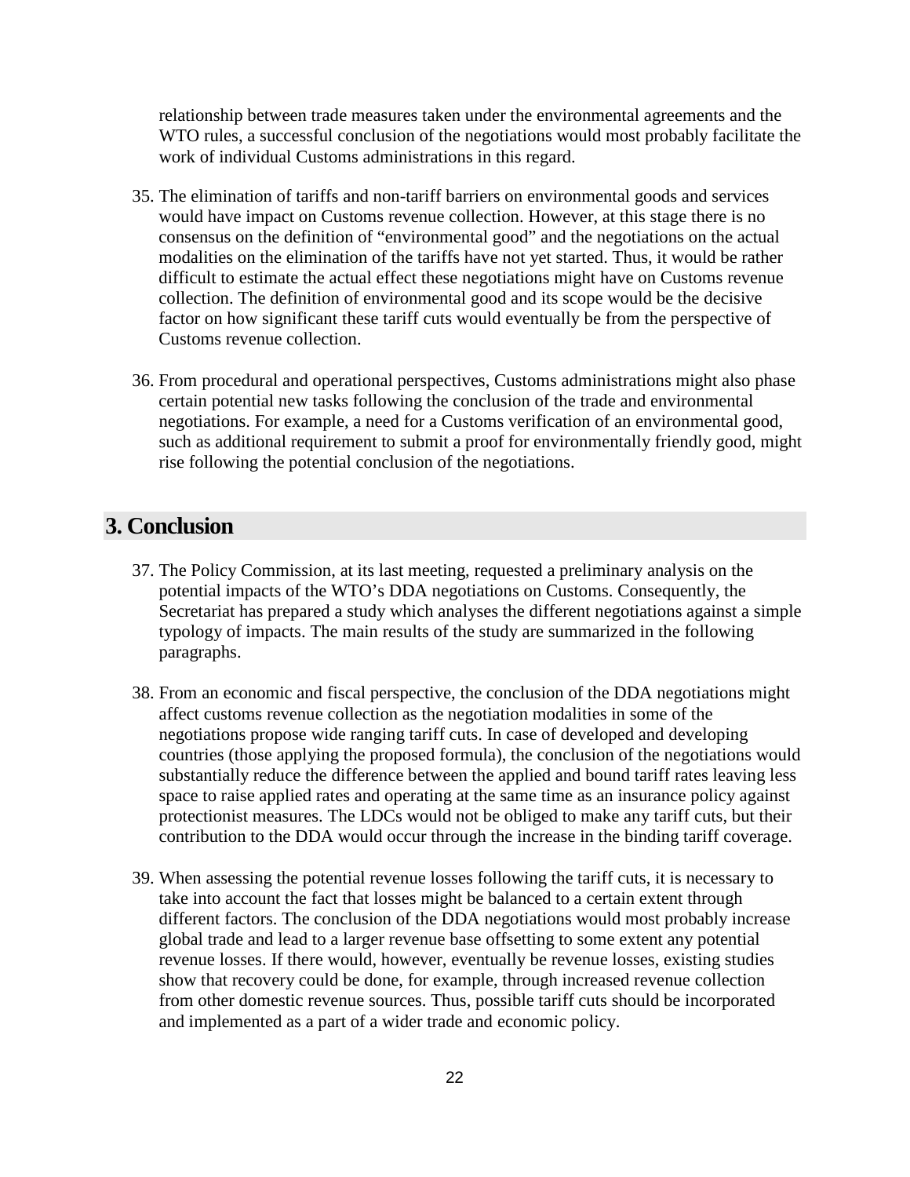relationship between trade measures taken under the environmental agreements and the WTO rules, a successful conclusion of the negotiations would most probably facilitate the work of individual Customs administrations in this regard.

35. The elimination of tariffs and non-tariff barriers on environmental goods and services would have impact on Customs revenue collection. However, at this stage there is no consensus on the definition of "environmental good" and the negotiations on the actual modalities on the elimination of the tariffs have not yet started. Thus, it would be rather difficult to estimate the actual effect these negotiations might have on Customs revenue collection. The definition of environmental good and its scope would be the decisive factor on how significant these tariff cuts would eventually be from the perspective of Customs revenue collection.

36. From procedural and operational perspectives, Customs administrations might also phase certain potential new tasks following the conclusion of the trade and environmental negotiations. For example, a need for a Customs verification of an environmental good, such as additional requirement to submit a proof for environmentally friendly good, might rise following the potential conclusion of the negotiations.

## 3. Conclusion

37. The Policy Commission, at its last meeting, requested a preliminary analysis on the potential impacts of the WTO's DDA negotiations on Customs. Consequently, the Secretariat has prepared a study which analyses the different negotiations against a simple typology of impacts. The main results of the study are summarized in the following paragraphs.

38. From an economic and fiscal perspective, the conclusion of the DDA negotiations might affect customs revenue collection as the negotiation modalities in some of the negotiations propose wide ranging tariff cuts. In case of developed and developing countries (those applying the proposed formula), the conclusion of the negotiations would substantially reduce the difference between the applied and bound tariff rates leaving less space to raise applied rates and operating at the same time as an insurance policy against protectionist measures. The LDCs would not be obliged to make any tariff cuts, but their contribution to the DDA would occur through the increase in the binding tariff coverage.

39. When assessing the potential revenue losses following the tariff cuts, it is necessary to take into account the fact that losses might be balanced to a certain extent through different factors. The conclusion of the DDA negotiations would most probably increase global trade and lead to a larger revenue base offsetting to some extent any potential revenue losses. If there would, however, eventually be revenue losses, existing studies show that recovery could be done, for example, through increased revenue collection from other domestic revenue sources. Thus, possible tariff cuts should be incorporated and implemented as a part of a wider trade and economic policy.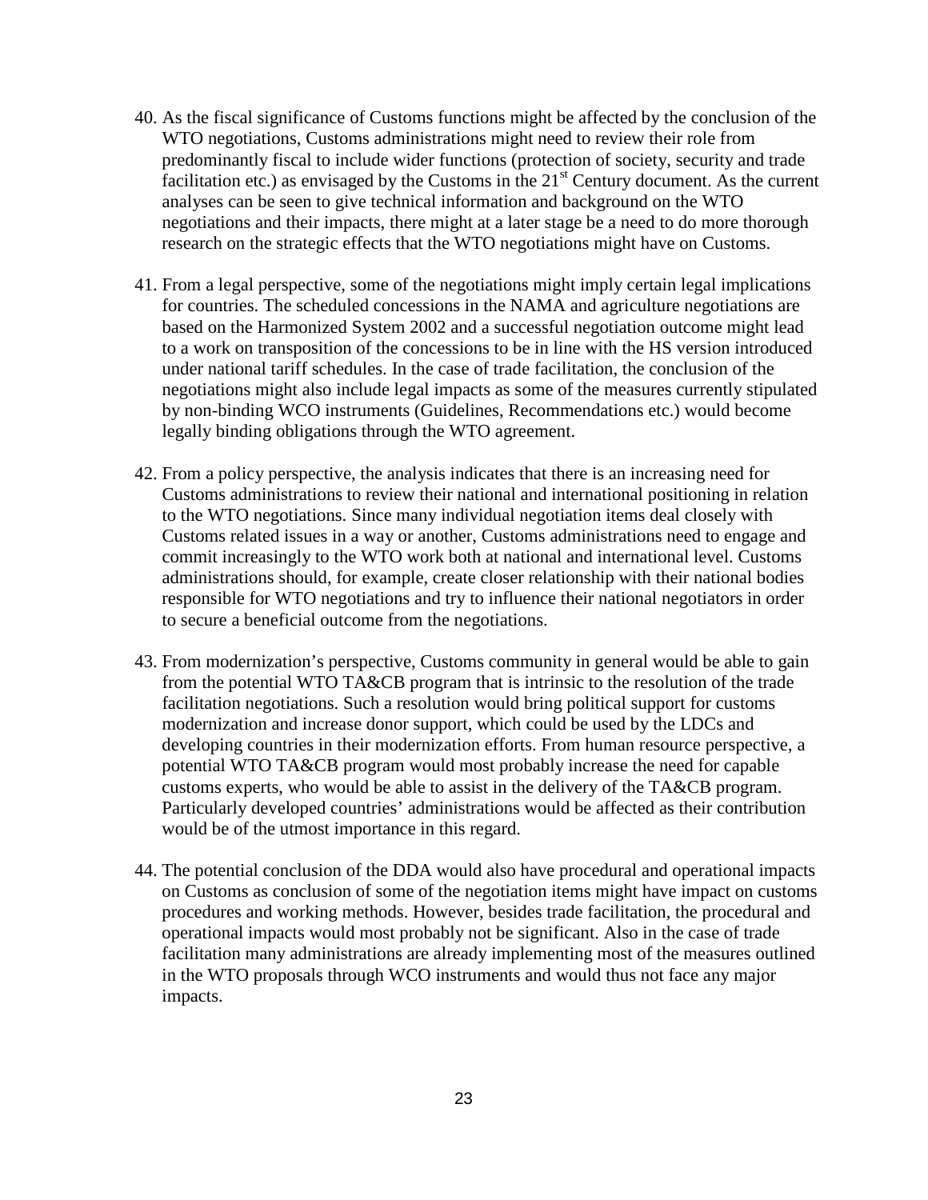40. As the fiscal significance of Customs functions might be affected by the conclusion of the WTO negotiations, Customs administrations might need to review their role from predominantly fiscal to include wider functions (protection of society, security and trade facilitation etc.) as envisaged by the Customs in the 21st Century document. As the current analyses can be seen to give technical information and background on the WTO negotiations and their impacts, there might at a later stage be a need to do more thorough research on the strategic effects that the WTO negotiations might have on Customs.

41. From a legal perspective, some of the negotiations might imply certain legal implications for countries. The scheduled concessions in the NAMA and agriculture negotiations are based on the Harmonized System 2002 and a successful negotiation outcome might lead to a work on transposition of the concessions to be in line with the HS version introduced under national tariff schedules. In the case of trade facilitation, the conclusion of the negotiations might also include legal impacts as some of the measures currently stipulated by non-binding WCO instruments (Guidelines, Recommendations etc.) would become legally binding obligations through the WTO agreement.

42. From a policy perspective, the analysis indicates that there is an increasing need for Customs administrations to review their national and international positioning in relation to the WTO negotiations. Since many individual negotiation items deal closely with Customs related issues in a way or another, Customs administrations need to engage and commit increasingly to the WTO work both at national and international level. Customs administrations should, for example, create closer relationship with their national bodies responsible for WTO negotiations and try to influence their national negotiators in order to secure a beneficial outcome from the negotiations.

43. From modernization's perspective, Customs community in general would be able to gain from the potential WTO TA&CB program that is intrinsic to the resolution of the trade facilitation negotiations. Such a resolution would bring political support for customs modernization and increase donor support, which could be used by the LDCs and developing countries in their modernization efforts. From human resource perspective, a potential WTO TA&CB program would most probably increase the need for capable customs experts, who would be able to assist in the delivery of the TA&CB program. Particularly developed countries' administrations would be affected as their contribution would be of the utmost importance in this regard.

44. The potential conclusion of the DDA would also have procedural and operational impacts on Customs as conclusion of some of the negotiation items might have impact on customs procedures and working methods. However, besides trade facilitation, the procedural and operational impacts would most probably not be significant. Also in the case of trade facilitation many administrations are already implementing most of the measures outlined in the WTO proposals through WCO instruments and would thus not face any major impacts.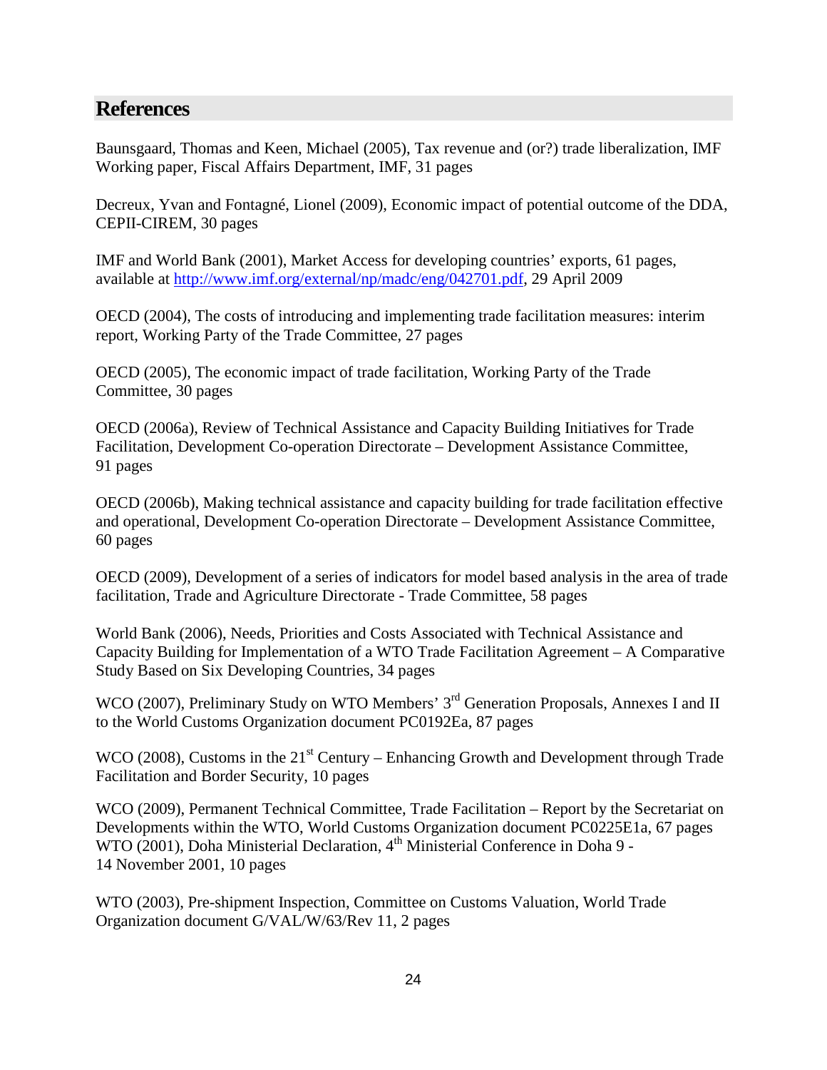## References

Baunsgaard, Thomas and Keen, Michael (2005), Tax revenue and (or?) trade liberalization, IMF Working paper, Fiscal Affairs Department, IMF, 31 pages

Decreux, Yvan and Fontagné, Lionel (2009), Economic impact of potential outcome of the DDA, CEPII-CIREM, 30 pages

IMF and World Bank (2001), Market Access for developing countries' exports, 61 pages, available at http://www.imf.org/external/np/madc/eng/042701.pdf, 29 April 2009

OECD (2004), The costs of introducing and implementing trade facilitation measures: interim report, Working Party of the Trade Committee, 27 pages

OECD (2005), The economic impact of trade facilitation, Working Party of the Trade Committee, 30 pages

OECD (2006a), Review of Technical Assistance and Capacity Building Initiatives for Trade Facilitation, Development Co-operation Directorate – Development Assistance Committee, 91 pages

OECD (2006b), Making technical assistance and capacity building for trade facilitation effective and operational, Development Co-operation Directorate – Development Assistance Committee, 60 pages

OECD (2009), Development of a series of indicators for model based analysis in the area of trade facilitation, Trade and Agriculture Directorate - Trade Committee, 58 pages

World Bank (2006), Needs, Priorities and Costs Associated with Technical Assistance and Capacity Building for Implementation of a WTO Trade Facilitation Agreement – A Comparative Study Based on Six Developing Countries, 34 pages

WCO (2007), Preliminary Study on WTO Members' 3rd Generation Proposals, Annexes I and II to the World Customs Organization document PC0192Ea, 87 pages

WCO (2008), Customs in the 21st Century – Enhancing Growth and Development through Trade Facilitation and Border Security, 10 pages

WCO (2009), Permanent Technical Committee, Trade Facilitation – Report by the Secretariat on Developments within the WTO, World Customs Organization document PC0225E1a, 67 pages

WTO (2001), Doha Ministerial Declaration, 4th Ministerial Conference in Doha 9 - 14 November 2001, 10 pages

WTO (2003), Pre-shipment Inspection, Committee on Customs Valuation, World Trade Organization document G/VAL/W/63/Rev 11, 2 pages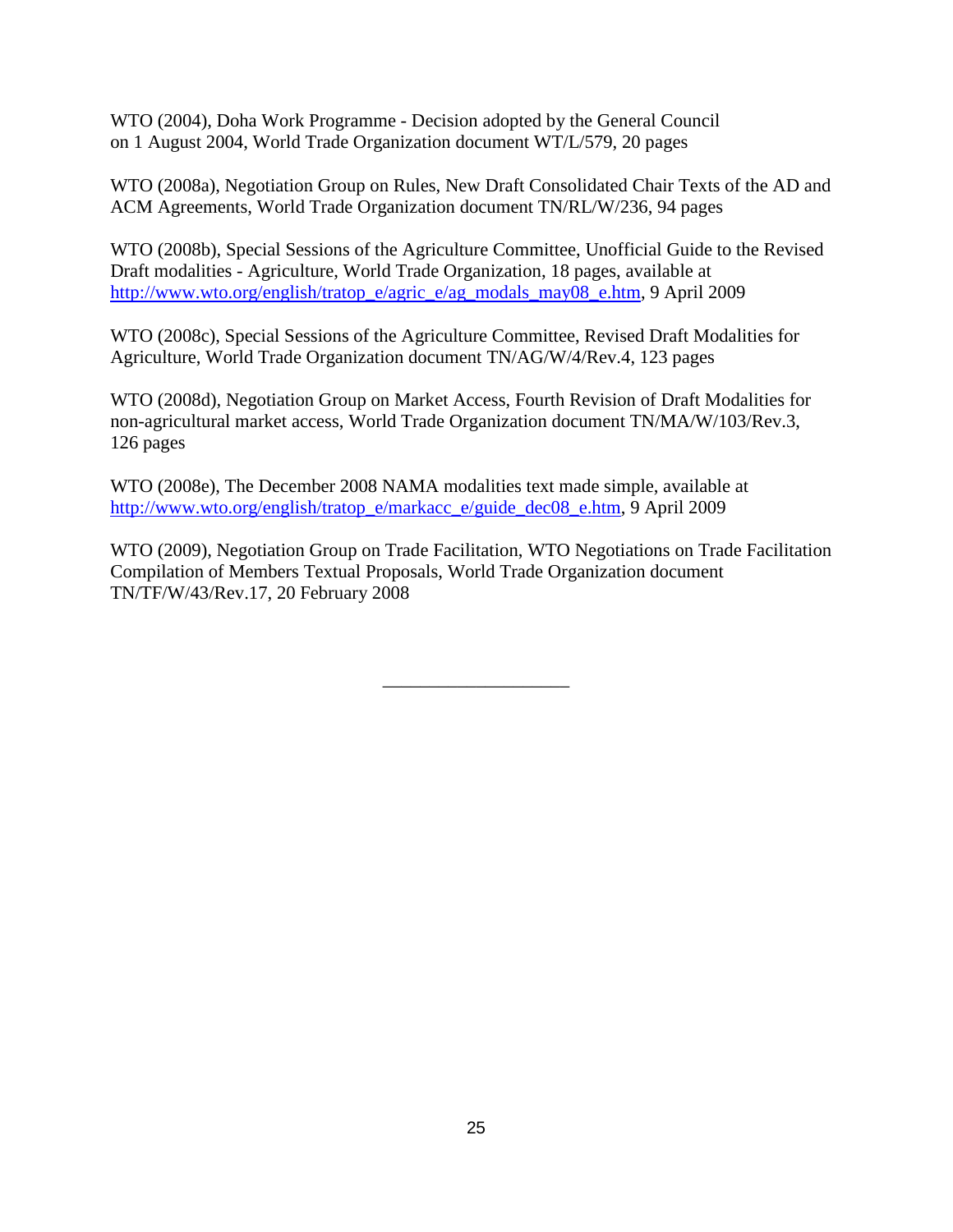WTO (2004), Doha Work Programme - Decision adopted by the General Council on 1 August 2004, World Trade Organization document WT/L/579, 20 pages

WTO (2008a), Negotiation Group on Rules, New Draft Consolidated Chair Texts of the AD and ACM Agreements, World Trade Organization document TN/RL/W/236, 94 pages

WTO (2008b), Special Sessions of the Agriculture Committee, Unofficial Guide to the Revised Draft modalities - Agriculture, World Trade Organization, 18 pages, available at http://www.wto.org/english/tratop_e/agric_e/ag_modals_may08_e.htm, 9 April 2009

WTO (2008c), Special Sessions of the Agriculture Committee, Revised Draft Modalities for Agriculture, World Trade Organization document TN/AG/W/4/Rev.4, 123 pages

WTO (2008d), Negotiation Group on Market Access, Fourth Revision of Draft Modalities for non-agricultural market access, World Trade Organization document TN/MA/W/103/Rev.3, 126 pages

WTO (2008e), The December 2008 NAMA modalities text made simple, available at http://www.wto.org/english/tratop_e/markacc_e/guide_dec08_e.htm, 9 April 2009

WTO (2009), Negotiation Group on Trade Facilitation, WTO Negotiations on Trade Facilitation Compilation of Members Textual Proposals, World Trade Organization document TN/TF/W/43/Rev.17, 20 February 2008

___________________